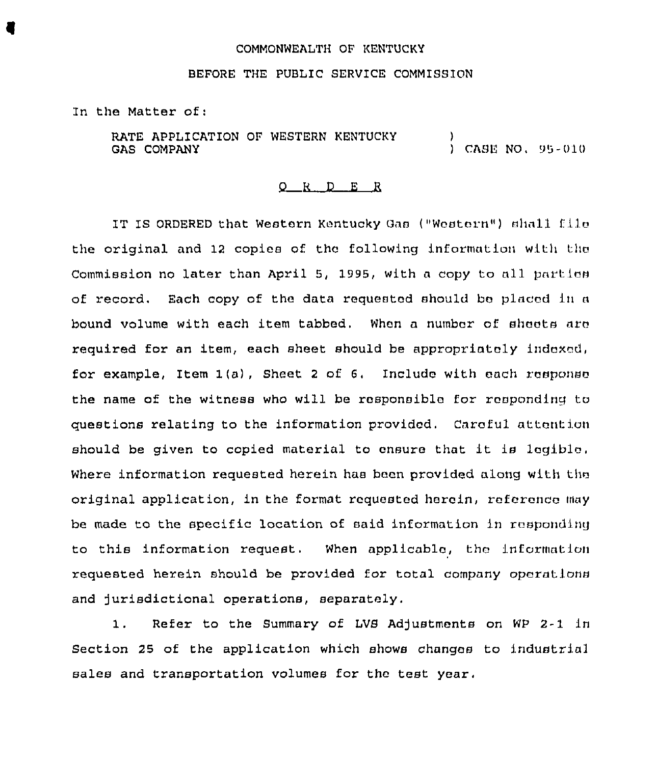COMMONWEALTH OF KENTUCKY

BEFORE THE PUBLIC SERVICE COMMISSION

In the Matter of:

RATE APPLICATION OF WESTERN KENTUCKY GAS COMPANY ) CASE NO. 95-010

<u>O R D E R</u>

IT IS ORDERED that Western Kentucky Gas ("Western") shall file the original and 12 copies of the following information with the Commission no later than April 5, 1995, with a copy to all parties of record. Each copy of the data requested should be placed in a bound volume with each item tabbed. When a number of sheets are required for an item, each sheet should be appropriately indexed, for example, Item 1(a), Sheet 2 of 6. Include with each response the name of the witness who will be responsible for responding to questions relating to the information provided. Careful attention should be given to copied material to ensure that it is legible. Where information requested herein has been provided along with the original application, in the format requested herein, reference may be made to the specific location of said information in responding to this information request. When applicable, the information requested herein should be provided for total company operations and jurisdictional operations, separately.

1. Refer to the Summary of LVS Adjustments on WP 2-1 in Section 25 of the application which shows changes to industrial sales and transportation volumes for the test year.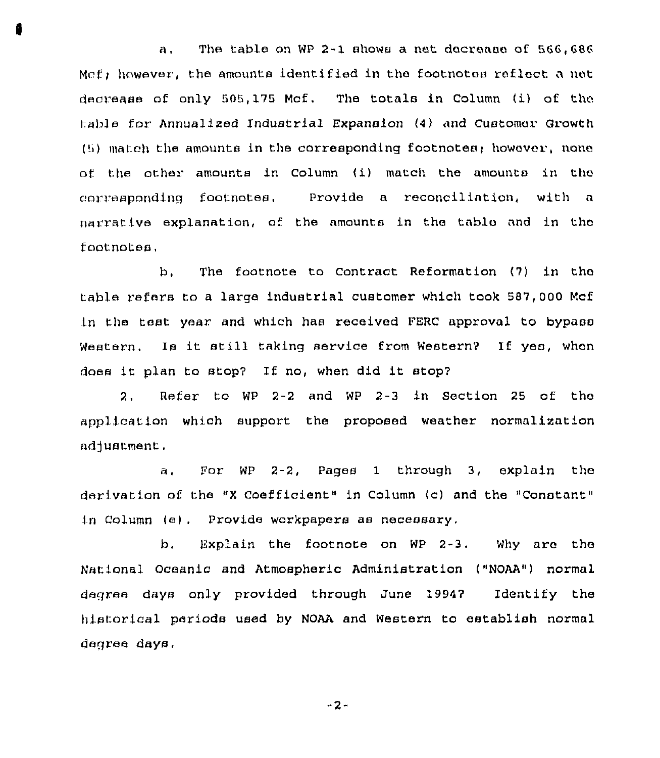a. The table on WP 2-1 shows a net decrease of 566,686 Mcf; however, the amounts identified in the footnotes reflect a net decrease of only 505,175 Mcf. The totals in Column (i) of the table for Annualized Industrial Expansion (4) and Customer Growth (5) match the amounts in the corresponding footnotes; however, none of the other amounts in Column (i) match the amounts in the corresponding footnotes. Provide a reconciliation, with a narrative explanation, of the amounts in the table and in the footnotes.

b. The footnote to Contract Reformation (7) in the table refers to a large industrial customer which took 587,000 Mcf in the test year and which has received FERC approval to bypass Western. Is it still taking service from Western? If yes, when does it plan to stop? If no, when did it stop?

2. Refer to WP 2-2 and WP 2-3 in Section 25 of the application which support the proposed weather normalization adjustment.

a. For WP 2-2, Pages 1 through 3, explain the derivation of the "X Coefficient" in Column (c) and the "Constant" in Column (e). Provide workpapers as necessary.

b. Explain the footnote on WP 2-3. Why are the National Oceanic and Atmospheric Administration ("NOAA") normal degree days only provided through June 1994? Identify the historical periods used by NOAA and Western to establish normal degree days.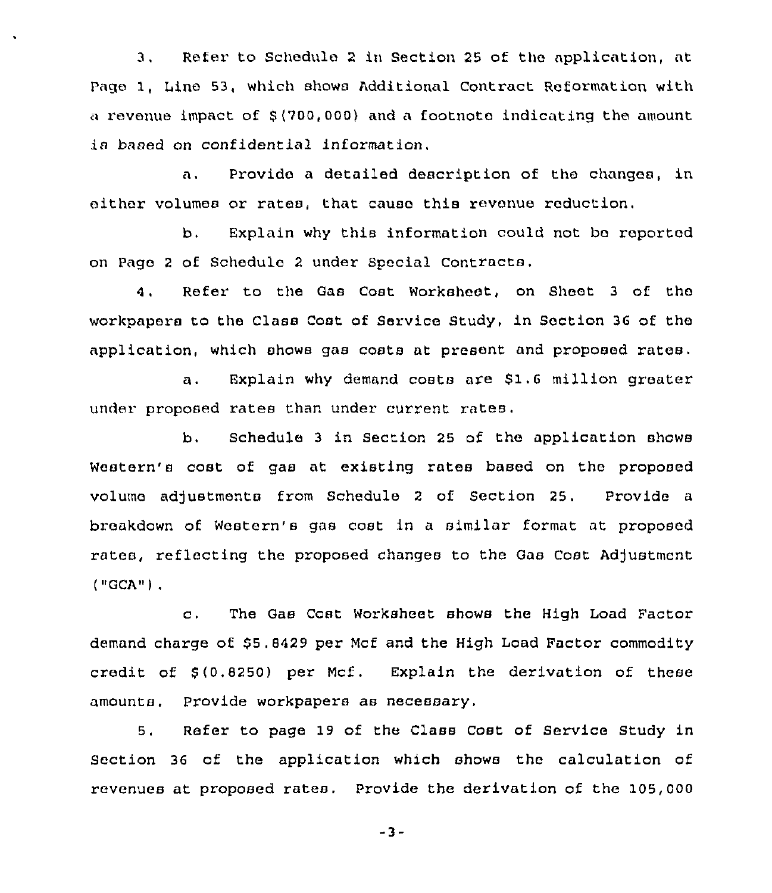3. Refer to Schedule 2 in Section 25 of the application, at Page 1, Line 53, which shows Additional Contract Reformation with a revenue impact of $(700,000) and a footnote indicating the amount is based on confidential information.

a. Provide a detailed description of the changes, in either volumes or rates, that cause this revenue reduction.

b. Explain why this information could not be reported on Page 2 of Schedule 2 under Special Contracts.

4. Refer to the Gas Cost Worksheet, on Sheet 3 of the workpapers to the Class Cost of Service Study, in Section 36 of the application, which shows gas costs at present and proposed rates.

a. Explain why demand costs are $1.6 million greater under proposed rates than under current rates.

b. Schedule 3 in Section 25 of the application shows Western's cost of gas at existing rates based on the proposed volume adjustments from Schedule 2 of Section 25. Provide a breakdown of Western's gas cost in a similar format at proposed rates, reflecting the proposed changes to the Gas Cost Adjustment ("GCA").

c. The Gas Cost Worksheet shows the High Load Factor demand charge of $5.8429 per Mcf and the High Load Factor commodity credit of $(0.8250) per Mcf. Explain the derivation of these amounts. Provide workpapers as necessary.

5. Refer to page 19 of the Class Cost of Service Study in Section 36 of the application which shows the calculation of revenues at proposed rates. Provide the derivation of the 105,000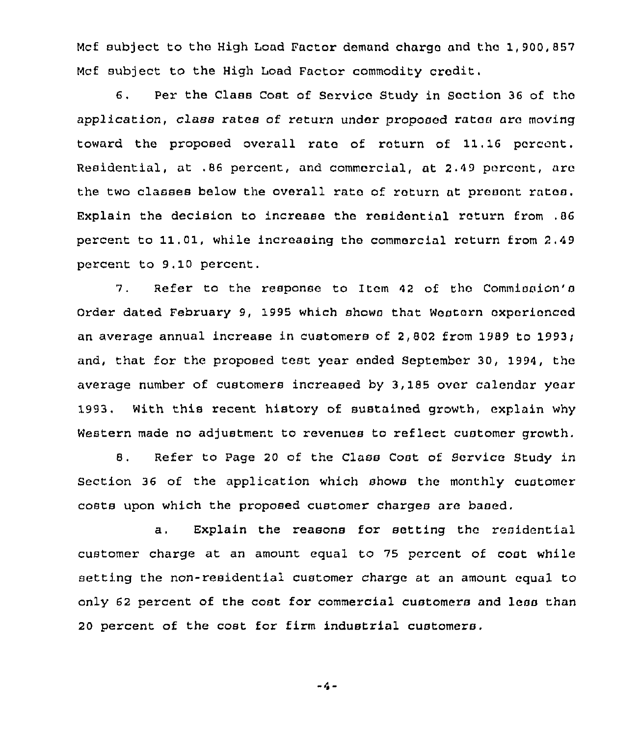Mcf subject to the High Load Factor demand charge and the 1,900,857 Mcf subject to the High Load Factor commodity credit.

6. Per the Class Cost of Service Study in Section 36 of the application, class rates of return under proposed rates are moving toward the proposed overall rate of return of 11.16 percent. Residential, at .86 percent, and commercial, at 2.49 percent, are the two classes below the overall rate of return at present rates. Explain the decision to increase the residential return from .86 percent to 11.01, while increasing the commercial return from 2.49 percent to 9.10 percent.

7. Refer to the response to Item 42 of the Commission's Order dated February 9, 1995 which shows that Western experienced an average annual increase in customers of 2,802 from 1989 to 1993; and, that for the proposed test year ended September 30, 1994, the average number of customers increased by 3,185 over calendar year 1993. With this recent history of sustained growth, explain why Western made no adjustment to revenues to reflect customer growth.

8. Refer to Page 20 of the Class Cost of Service Study in Section 36 of the application which shows the monthly customer costs upon which the proposed customer charges are based.

a. Explain the reasons for setting the residential customer charge at an amount equal to 75 percent of cost while setting the non-residential customer charge at an amount equal to only 62 percent of the cost for commercial customers and less than 20 percent of the cost for firm industrial customers.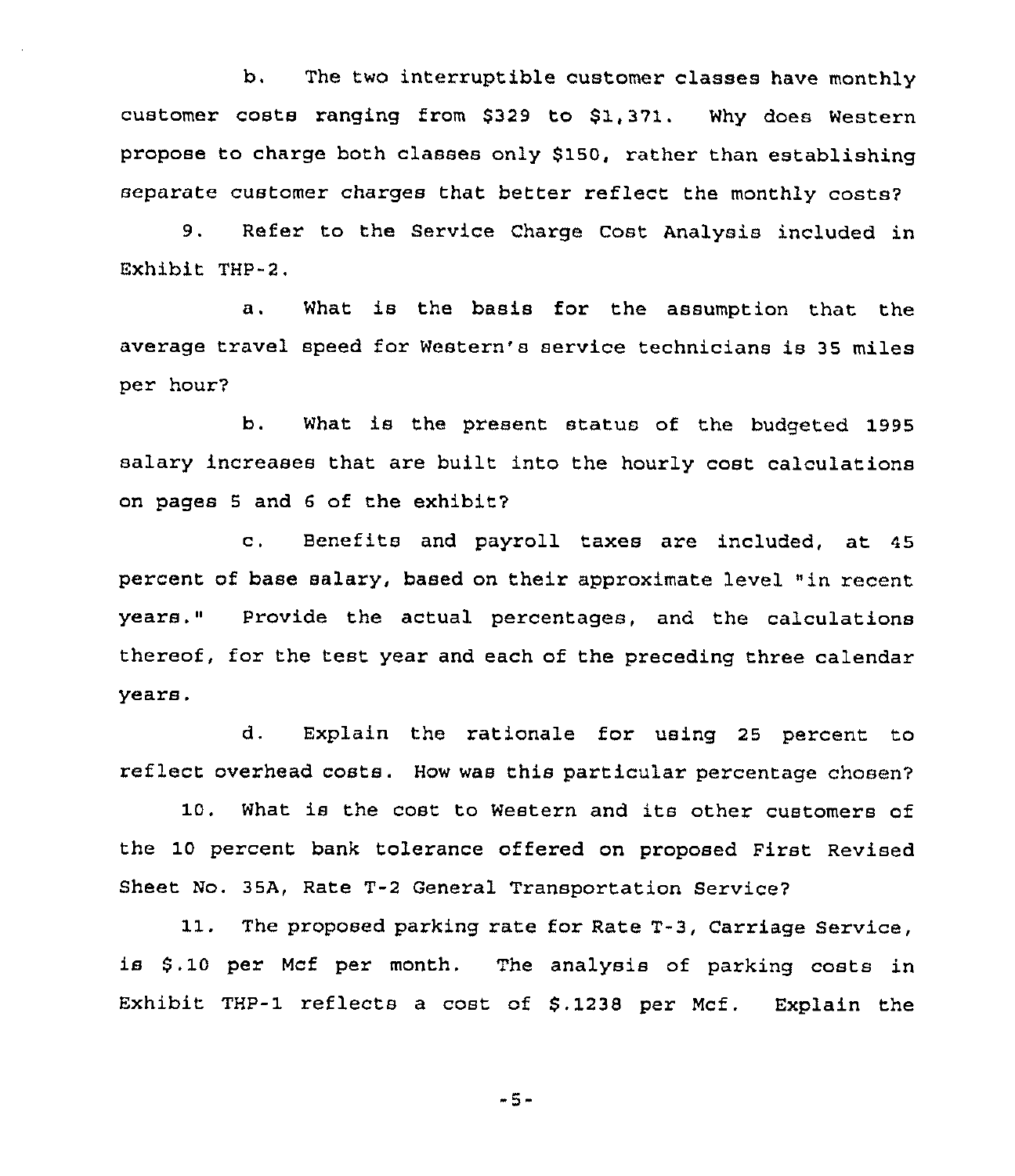b. The two interruptible customer classes have monthly customer costs ranging from $329 to $1,371. Why does Western propose to charge both classes only $150, rather than establishing separate customer charges that better reflect the monthly costs?

9. Refer to the Service Charge Cost Analysis included in Exhibit THP-2.

a. What is the basis for the assumption that the average travel speed for Western's service technicians is 35 miles per hour?

b. What is the present status of the budgeted 1995 salary increases that are built into the hourly cost calculations on pages 5 and 6 of the exhibit?

c. Benefits and payroll taxes are included, at 45 percent of base salary, based on their approximate level "in recent years." Provide the actual percentages, and the calculations thereof, for the test year and each of the preceding three calendar years.

d. Explain the rationale for using 25 percent to reflect overhead costs. How was this particular percentage chosen?

10. What is the cost to Western and its other customers of the 10 percent bank tolerance offered on proposed First Revised Sheet No. 35A, Rate T-2 General Transportation Service?

11. The proposed parking rate for Rate T-3, Carriage Service, is $.10 per Mcf per month. The analysis of parking costs in Exhibit THP-1 reflects a cost of $.1238 per Mcf. Explain the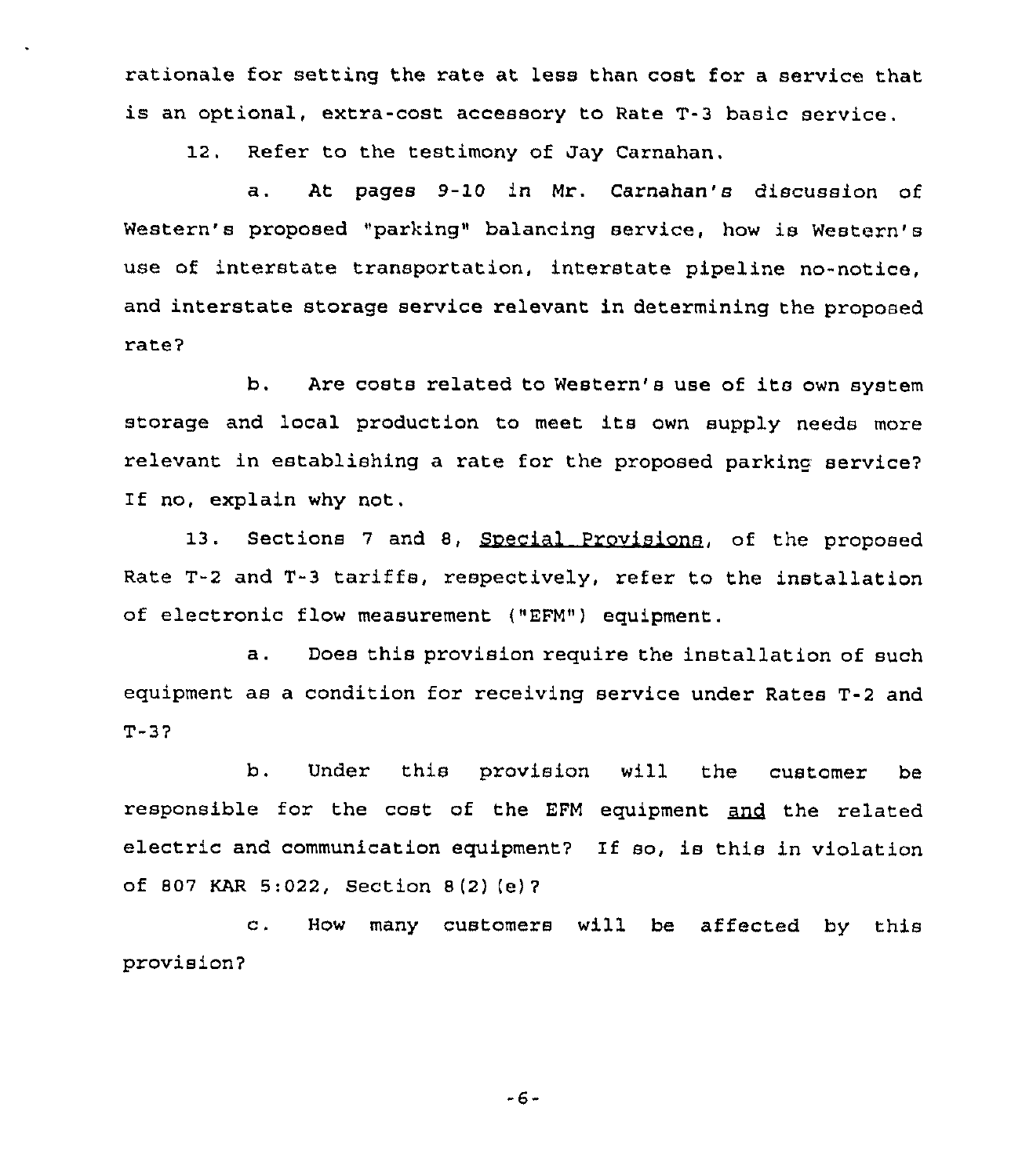rationale for setting the rate at less than cost for a service that is an optional, extra-cost accessory to Rate T-3 basic service.

12. Refer to the testimony of Jay Carnahan.

a. At pages 9-10 in Mr. Carnahan's discussion of Western's proposed "parking" balancing service, how is Western's use of interstate transportation, interstate pipeline no-notice, and interstate storage service relevant in determining the proposed rate?

b. Are costs related to Western's use of its own system storage and local production to meet its own supply needs more relevant in establishing a rate for the proposed parking service? If no, explain why not.

13. Sections 7 and 8, Special Provisions, of the proposed Rate T-2 and T-3 tariffs, respectively, refer to the installation of electronic flow measurement ("EFM") equipment.

a. Does this provision require the installation of such equipment as a condition for receiving service under Rates T-2 and T-3?

b. Under this provision will the customer be responsible for the cost of the EFM equipment and the related electric and communication equipment? If so, is this in violation of 807 KAR 5:022, Section 8(2)(e)?

c. How many customers will be affected by this provision?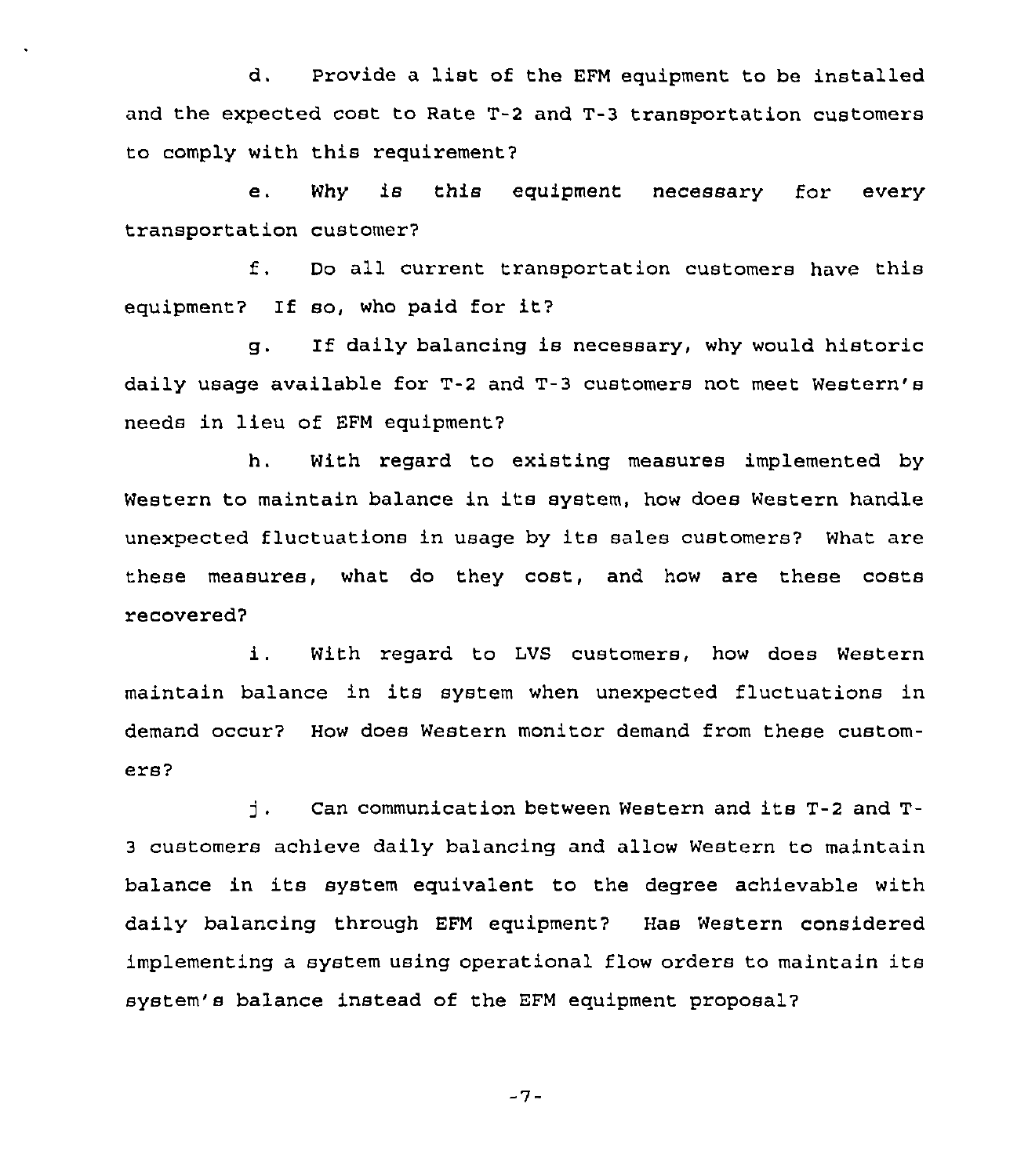d. Provide a list of the EFM equipment to be installed and the expected cost to Rate T-2 and T-3 transportation customers to comply with this requirement?

e. Why is this equipment necessary for every transportation customer?

f. Do all current transportation customers have this equipment? If so, who paid for it?

g. If daily balancing is necessary, why would historic daily usage available for T-2 and T-3 customers not meet Western's needs in lieu of EFM equipment?

h. With regard to existing measures implemented by Western to maintain balance in its system, how does Western handle unexpected fluctuations in usage by its sales customers? What are these measures, what do they cost, and how are these costs recovered?

i. With regard to LVS customers, how does Western maintain balance in its system when unexpected fluctuations in demand occur? How does Western monitor demand from these customers?

j. Can communication between Western and its T-2 and T-3 customers achieve daily balancing and allow Western to maintain balance in its system equivalent to the degree achievable with daily balancing through EFM equipment? Has Western considered implementing a system using operational flow orders to maintain its system's balance instead of the EFM equipment proposal?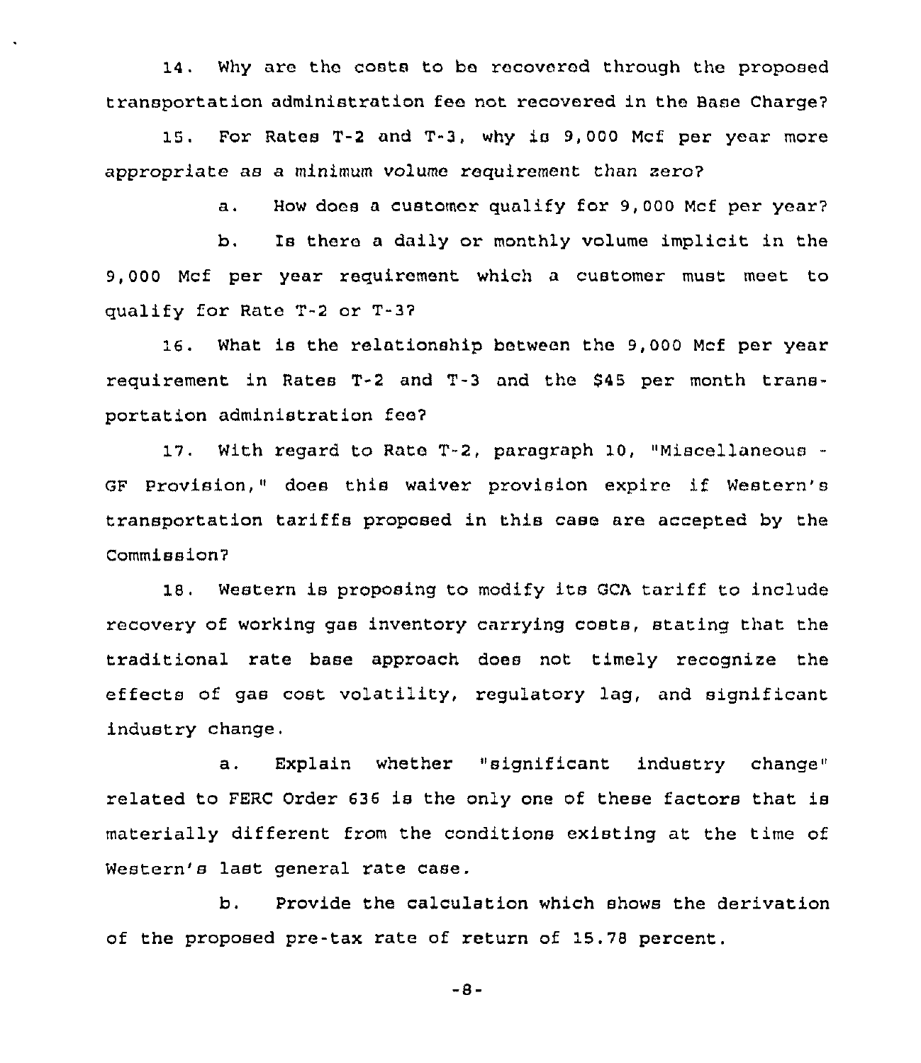14. Why are the costs to be recovered through the proposed transportation administration fee not recovered in the Base Charge?

15. For Rates T-2 and T-3, why is 9,000 Mcf per year more appropriate as a minimum volume requirement than zero?

a. How does a customer qualify for 9,000 Mcf per year?

b. Is there a daily or monthly volume implicit in the 9,000 Mcf per year requirement which a customer must meet to qualify for Rate T-2 or T-3?

16. What is the relationship between the 9,000 Mcf per year requirement in Rates T-2 and T-3 and the $45 per month transportation administration fee?

17. With regard to Rate T-2, paragraph 10, "Miscellaneous - GF Provision," does this waiver provision expire if Western's transportation tariffs proposed in this case are accepted by the Commission?

18. Western is proposing to modify its GCA tariff to include recovery of working gas inventory carrying costs, stating that the traditional rate base approach does not timely recognize the effects of gas cost volatility, regulatory lag, and significant industry change.

a. Explain whether "significant industry change" related to FERC Order 636 is the only one of these factors that is materially different from the conditions existing at the time of Western's last general rate case.

b. Provide the calculation which shows the derivation of the proposed pre-tax rate of return of 15.78 percent.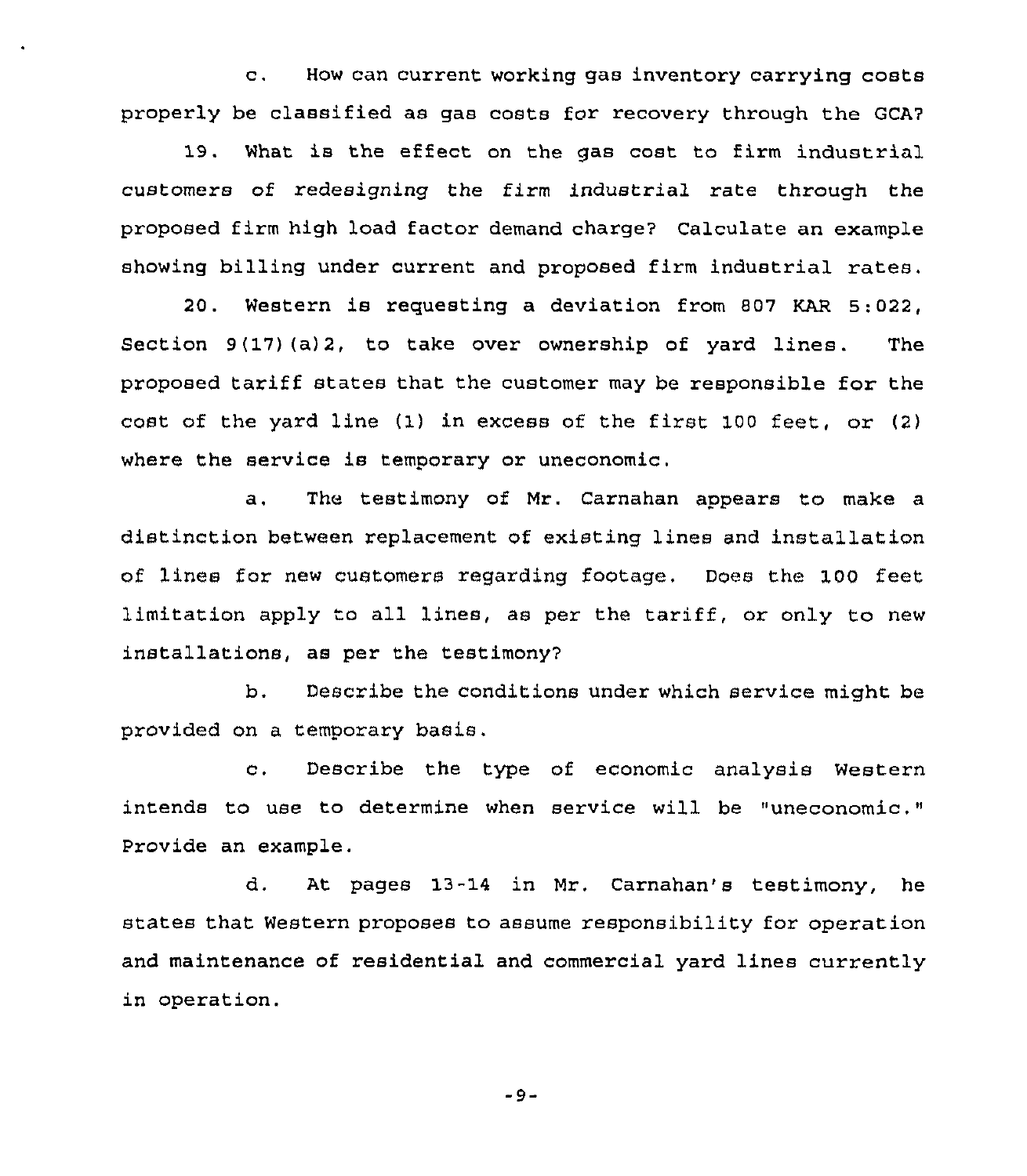c. How can current working gas inventory carrying costs properly be classified as gas costs for recovery through the GCA?

19. What is the effect on the gas cost to firm industrial customers of redesigning the firm industrial rate through the proposed firm high load factor demand charge? Calculate an example showing billing under current and proposed firm industrial rates.

20. Western is requesting a deviation from 807 KAR 5:022, Section 9(17)(a)2, to take over ownership of yard lines. The proposed tariff states that the customer may be responsible for the cost of the yard line (1) in excess of the first 100 feet, or (2) where the service is temporary or uneconomic.

a. The testimony of Mr. Carnahan appears to make a distinction between replacement of existing lines and installation of lines for new customers regarding footage. Does the 100 feet limitation apply to all lines, as per the tariff, or only to new installations, as per the testimony?

b. Describe the conditions under which service might be provided on a temporary basis.

c. Describe the type of economic analysis Western intends to use to determine when service will be "uneconomic." Provide an example.

d. At pages 13-14 in Mr. Carnahan's testimony, he states that Western proposes to assume responsibility for operation and maintenance of residential and commercial yard lines currently in operation.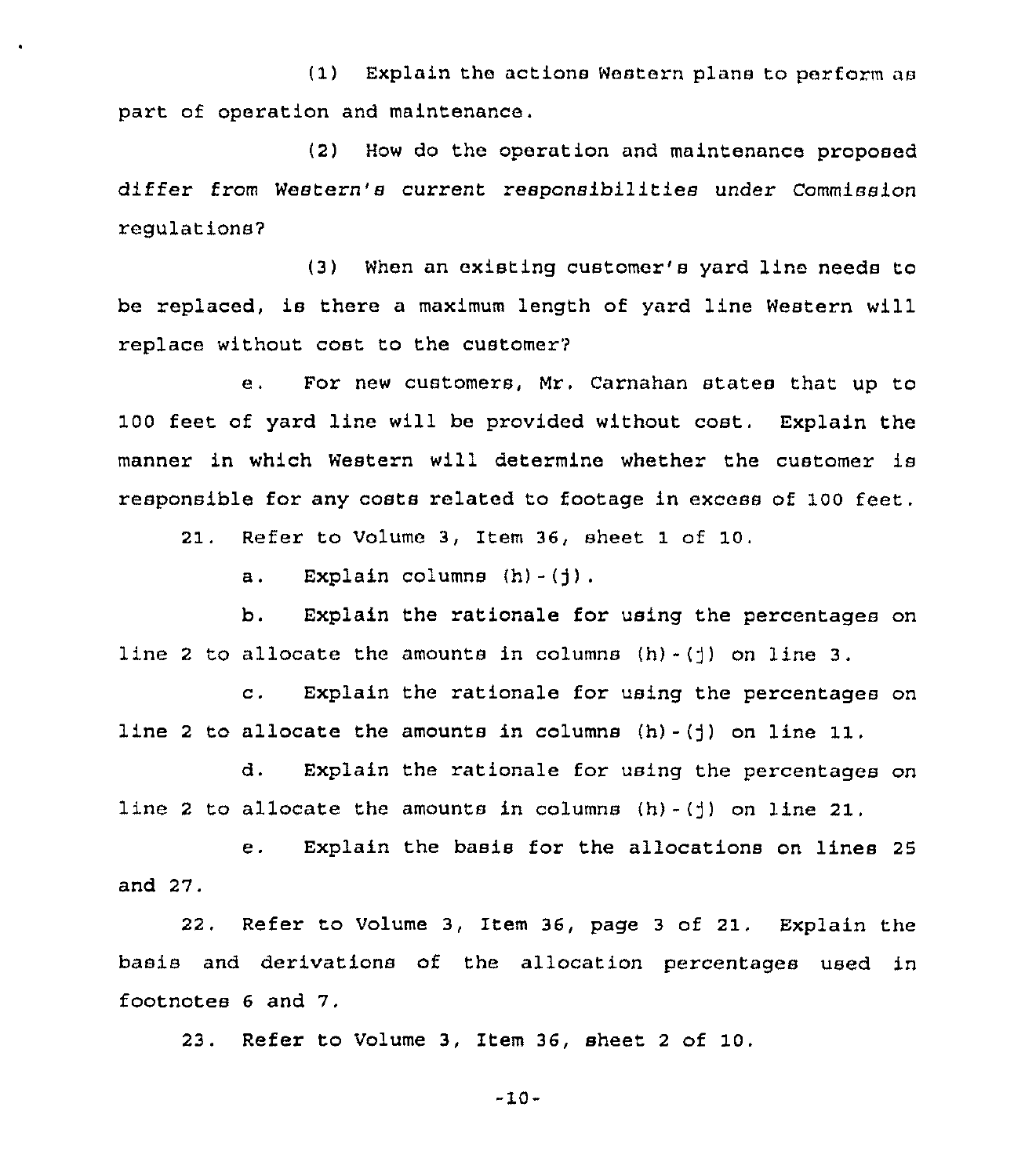(1) Explain the actions Western plans to perform as part of operation and maintenance.

(2) How do the operation and maintenance proposed differ from Western's current responsibilities under Commission regulations?

(3) When an existing customer's yard line needs to be replaced, is there a maximum length of yard line Western will replace without cost to the customer?

e. For new customers, Mr. Carnahan states that up to 100 feet of yard line will be provided without cost. Explain the manner in which Western will determine whether the customer is responsible for any costs related to footage in excess of 100 feet.

21. Refer to Volume 3, Item 36, sheet 1 of 10.

a. Explain columns (h)-(j).

b. Explain the rationale for using the percentages on line 2 to allocate the amounts in columns (h)-(j) on line 3.

c. Explain the rationale for using the percentages on line 2 to allocate the amounts in columns (h)-(j) on line 11.

d. Explain the rationale for using the percentages on line 2 to allocate the amounts in columns (h)-(j) on line 21.

e. Explain the basis for the allocations on lines 25 and 27.

22. Refer to Volume 3, Item 36, page 3 of 21. Explain the basis and derivations of the allocation percentages used in footnotes 6 and 7.

23. Refer to Volume 3, Item 36, sheet 2 of 10.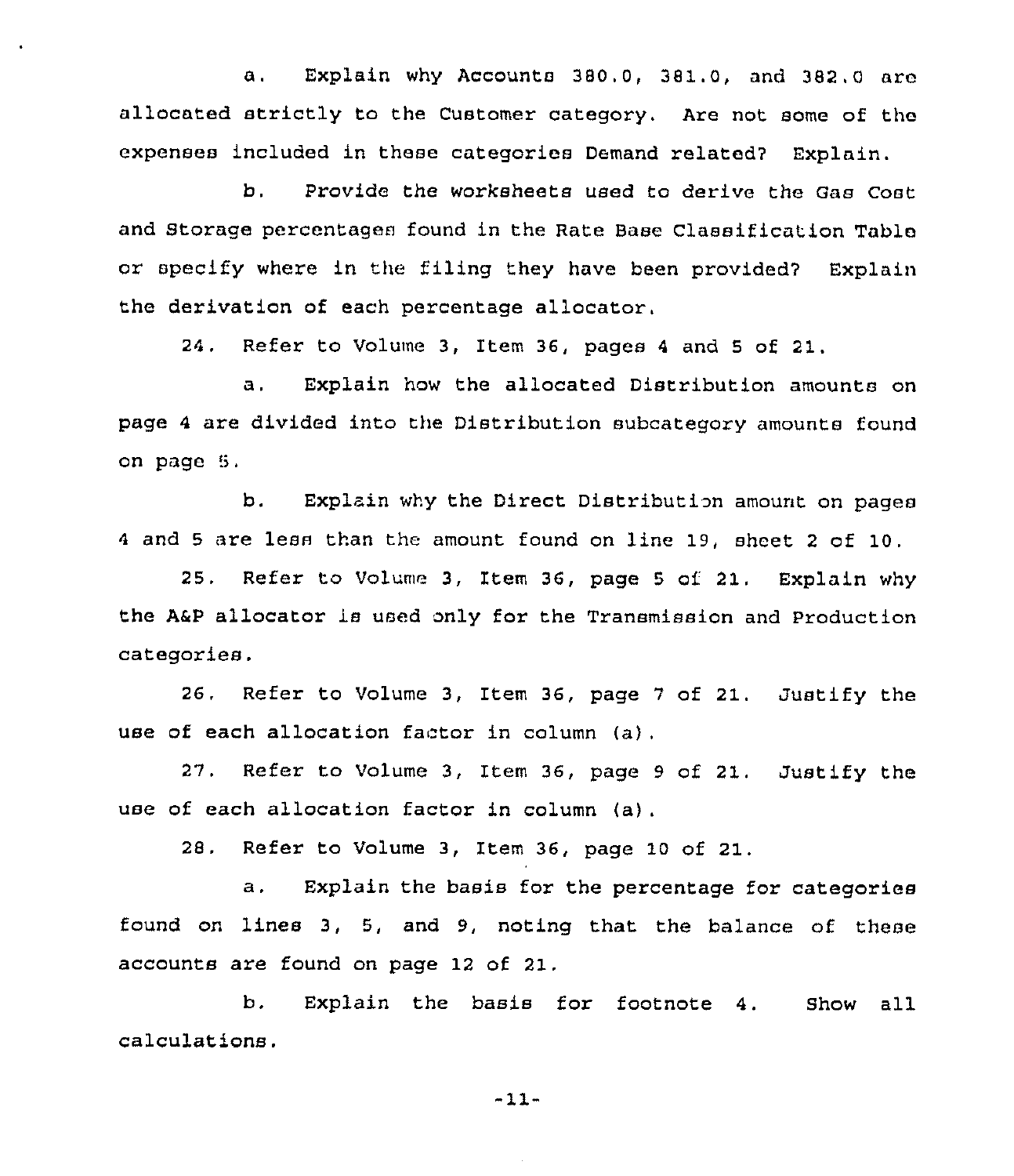a. Explain why Accounts 380.0, 381.0, and 382.0 are allocated strictly to the Customer category. Are not some of the expenses included in these categories Demand related? Explain.

b. Provide the worksheets used to derive the Gas Cost and Storage percentages found in the Rate Base Classification Table or specify where in the filing they have been provided? Explain the derivation of each percentage allocator.

24. Refer to Volume 3, Item 36, pages 4 and 5 of 21.

a. Explain how the allocated Distribution amounts on page 4 are divided into the Distribution subcategory amounts found on page 5.

b. Explain why the Direct Distribution amount on pages 4 and 5 are less than the amount found on line 19, sheet 2 of 10.

25. Refer to Volume 3, Item 36, page 5 of 21. Explain why the A&P allocator is used only for the Transmission and Production categories.

26. Refer to Volume 3, Item 36, page 7 of 21. Justify the use of each allocation factor in column (a).

27. Refer to Volume 3, Item 36, page 9 of 21. Justify the use of each allocation factor in column (a).

28. Refer to Volume 3, Item 36, page 10 of 21.

a. Explain the basis for the percentage for categories found on lines 3, 5, and 9, noting that the balance of these accounts are found on page 12 of 21.

b. Explain the basis for footnote 4. Show all calculations.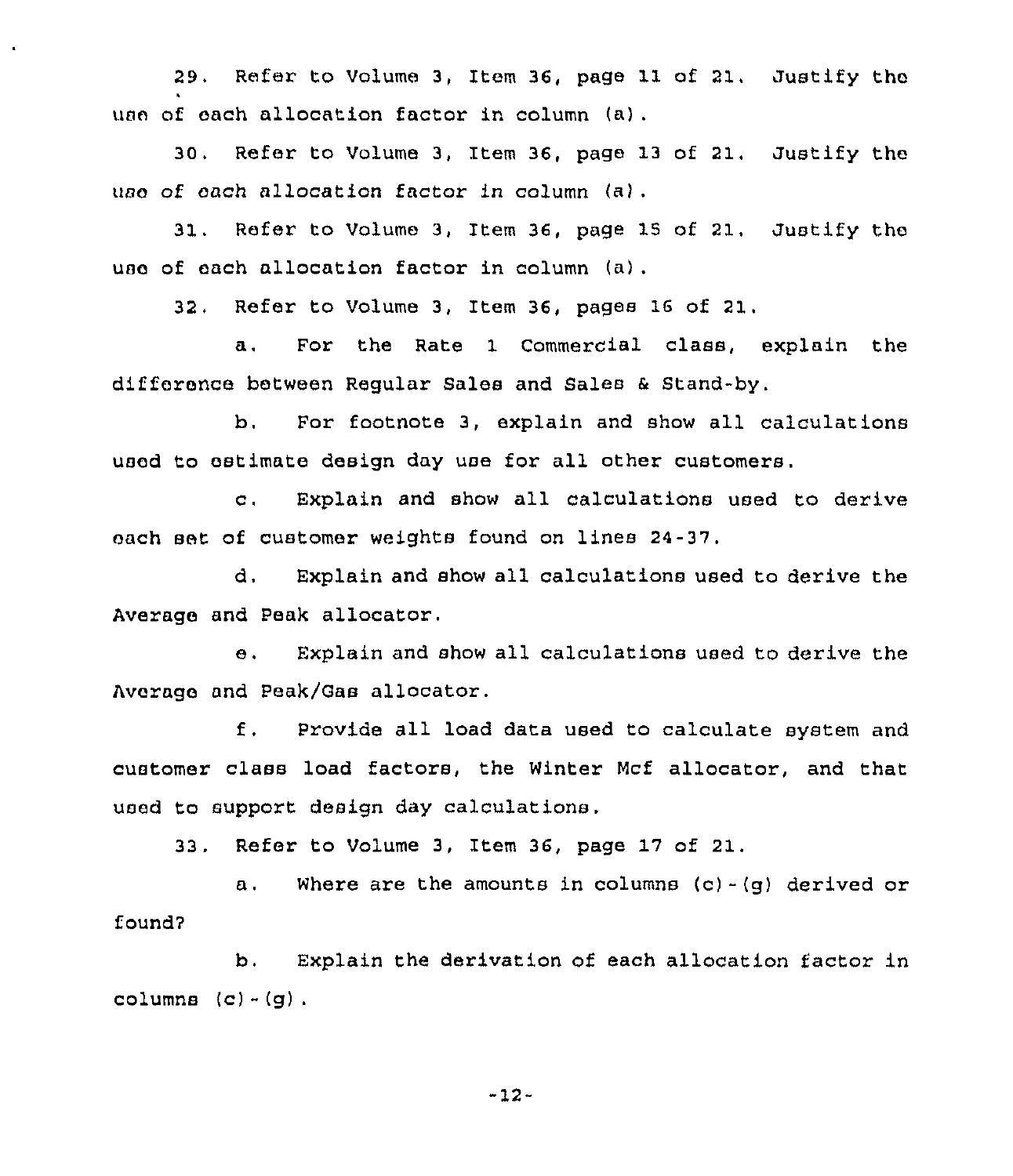29. Refer to Volume 3, Item 36, page 11 of 21. Justify the use of each allocation factor in column (a).

30. Refer to Volume 3, Item 36, page 13 of 21. Justify the use of each allocation factor in column (a).

31. Refer to Volume 3, Item 36, page 15 of 21. Justify the use of each allocation factor in column (a).

32. Refer to Volume 3, Item 36, pages 16 of 21.

a. For the Rate 1 Commercial class, explain the difference between Regular Sales and Sales & Stand-by.

b. For footnote 3, explain and show all calculations used to estimate design day use for all other customers.

c. Explain and show all calculations used to derive each set of customer weights found on lines 24-37.

d. Explain and show all calculations used to derive the Average and Peak allocator.

e. Explain and show all calculations used to derive the Average and Peak/Gas allocator.

f. Provide all load data used to calculate system and customer class load factors, the Winter Mcf allocator, and that used to support design day calculations.

33. Refer to Volume 3, Item 36, page 17 of 21.

a. Where are the amounts in columns (c)-(g) derived or found?

b. Explain the derivation of each allocation factor in columns (c)-(g).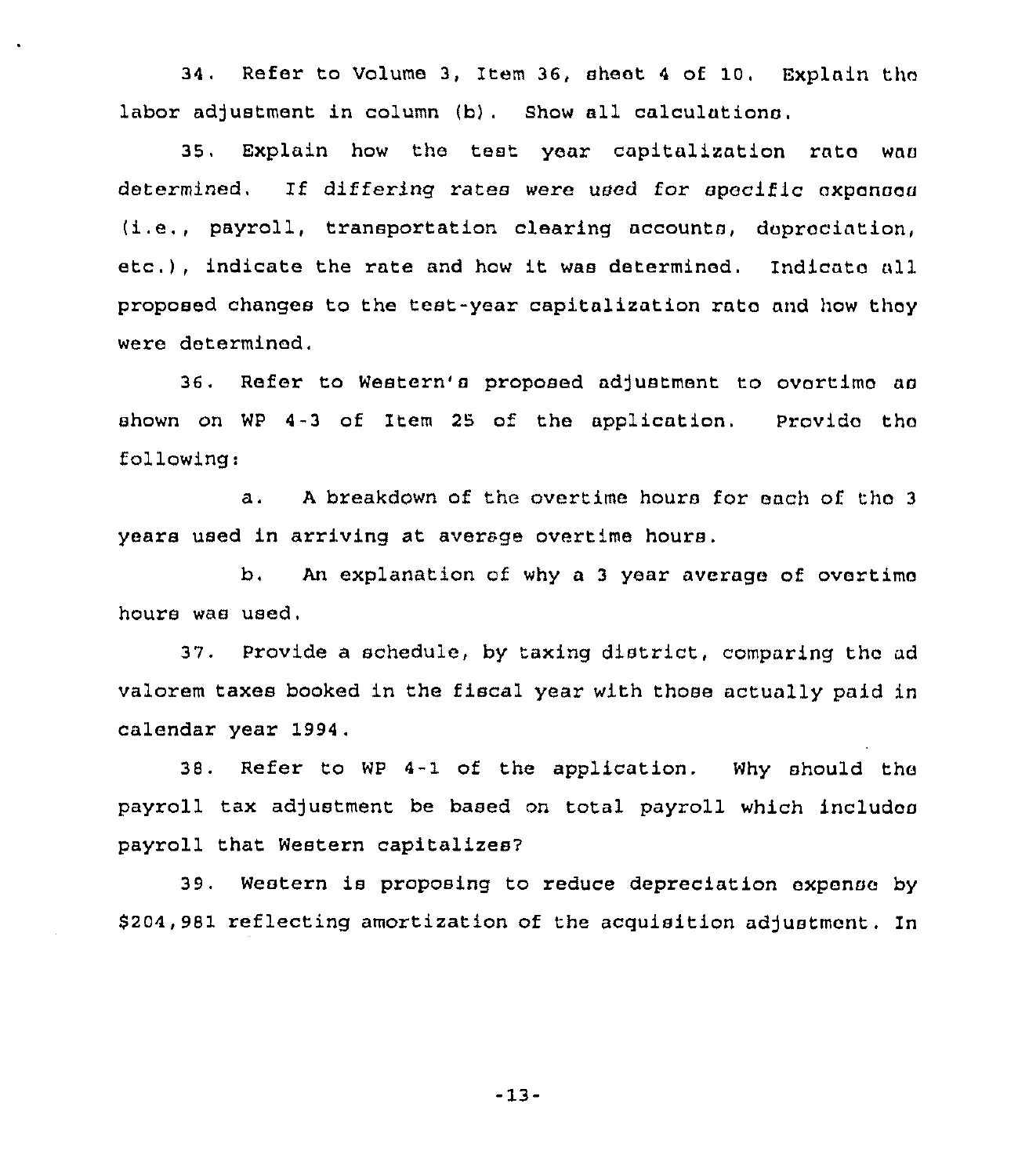34. Refer to Volume 3, Item 36, sheet 4 of 10. Explain the labor adjustment in column (b). Show all calculations.

35. Explain how the test year capitalization rate was determined. If differing rates were used for specific expenses (i.e., payroll, transportation clearing accounts, depreciation, etc.), indicate the rate and how it was determined. Indicate all proposed changes to the test-year capitalization rate and how they were determined.

36. Refer to Western's proposed adjustment to overtime as shown on WP 4-3 of Item 25 of the application. Provide the following:

a. A breakdown of the overtime hours for each of the 3 years used in arriving at average overtime hours.

b. An explanation of why a 3 year average of overtime hours was used.

37. Provide a schedule, by taxing district, comparing the ad valorem taxes booked in the fiscal year with those actually paid in calendar year 1994.

38. Refer to WP 4-1 of the application. Why should the payroll tax adjustment be based on total payroll which includes payroll that Western capitalizes?

39. Western is proposing to reduce depreciation expense by $204,981 reflecting amortization of the acquisition adjustment. In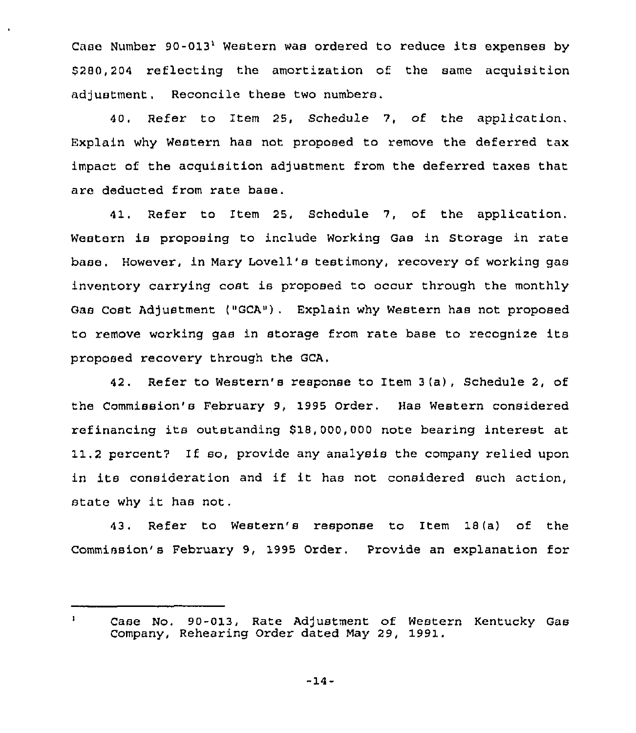Case Number 90-013[1] Western was ordered to reduce its expenses by $280,204 reflecting the amortization of the same acquisition adjustment. Reconcile these two numbers.

40. Refer to Item 25, Schedule 7, of the application. Explain why Western has not proposed to remove the deferred tax impact of the acquisition adjustment from the deferred taxes that are deducted from rate base.

41. Refer to Item 25, Schedule 7, of the application. Western is proposing to include Working Gas in Storage in rate base. However, in Mary Lovell's testimony, recovery of working gas inventory carrying cost is proposed to occur through the monthly Gas Cost Adjustment ("GCA"). Explain why Western has not proposed to remove working gas in storage from rate base to recognize its proposed recovery through the GCA.

42. Refer to Western's response to Item 3(a), Schedule 2, of the Commission's February 9, 1995 Order. Has Western considered refinancing its outstanding $18,000,000 note bearing interest at 11.2 percent? If so, provide any analysis the company relied upon in its consideration and if it has not considered such action, state why it has not.

43. Refer to Western's response to Item 18(a) of the Commission's February 9, 1995 Order. Provide an explanation for

---

[1] Case No. 90-013, Rate Adjustment of Western Kentucky Gas Company, Rehearing Order dated May 29, 1991.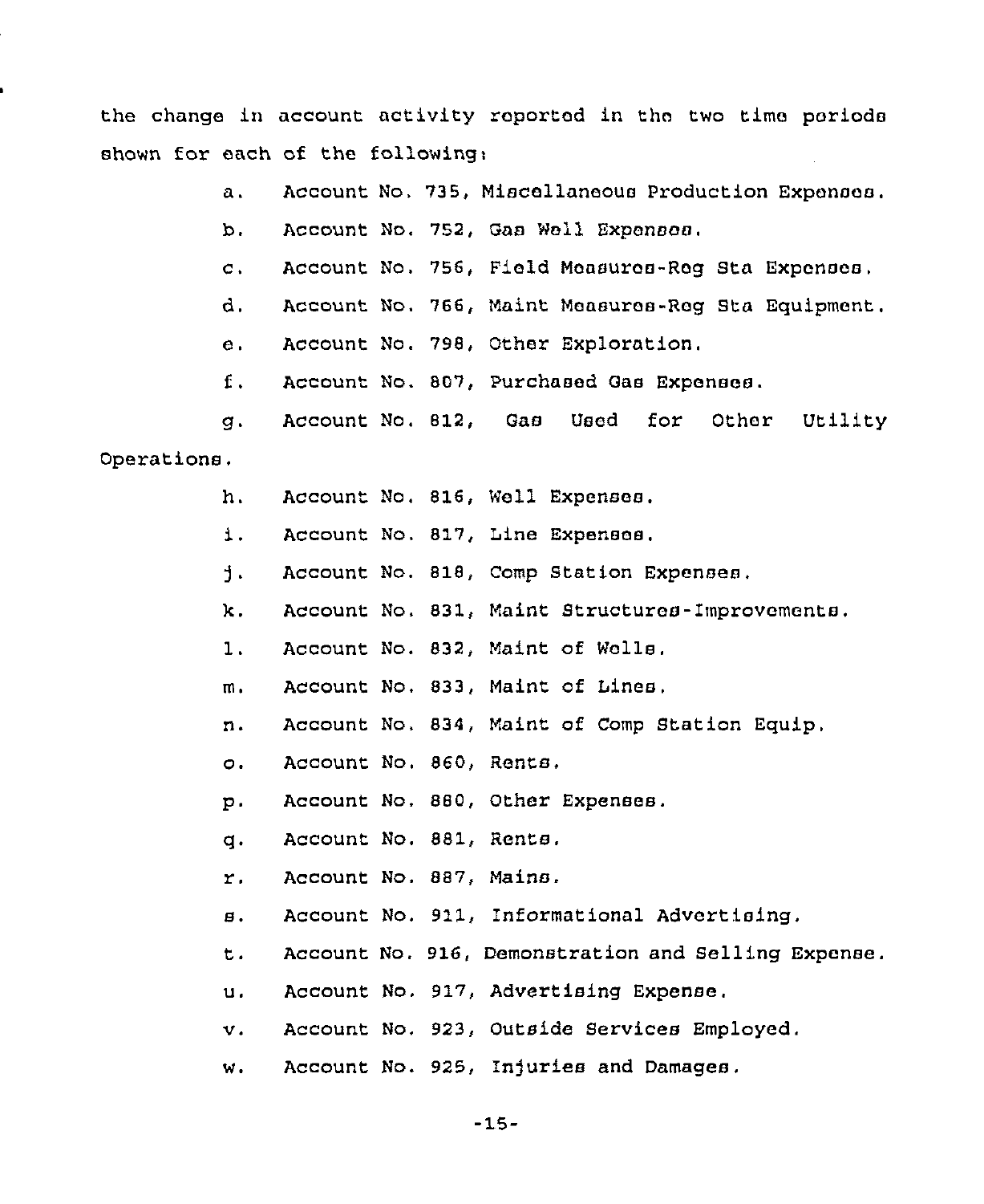the change in account activity reported in the two time periods shown for each of the following:

a. Account No. 735, Miscellaneous Production Expenses.

b. Account No. 752, Gas Well Expenses.

c. Account No. 756, Field Measures-Reg Sta Expenses.

d. Account No. 766, Maint Measures-Reg Sta Equipment.

e. Account No. 798, Other Exploration.

f. Account No. 807, Purchased Gas Expenses.

g. Account No. 812, Gas Used for Other Utility Operations.

h. Account No. 816, Well Expenses.

i. Account No. 817, Line Expenses.

j. Account No. 818, Comp Station Expenses.

k. Account No. 831, Maint Structures-Improvements.

l. Account No. 832, Maint of Wells.

m. Account No. 833, Maint of Lines.

n. Account No. 834, Maint of Comp Station Equip.

o. Account No. 860, Rents.

p. Account No. 880, Other Expenses.

q. Account No. 881, Rents.

r. Account No. 887, Mains.

s. Account No. 911, Informational Advertising.

t. Account No. 916, Demonstration and Selling Expense.

u. Account No. 917, Advertising Expense.

v. Account No. 923, Outside Services Employed.

w. Account No. 925, Injuries and Damages.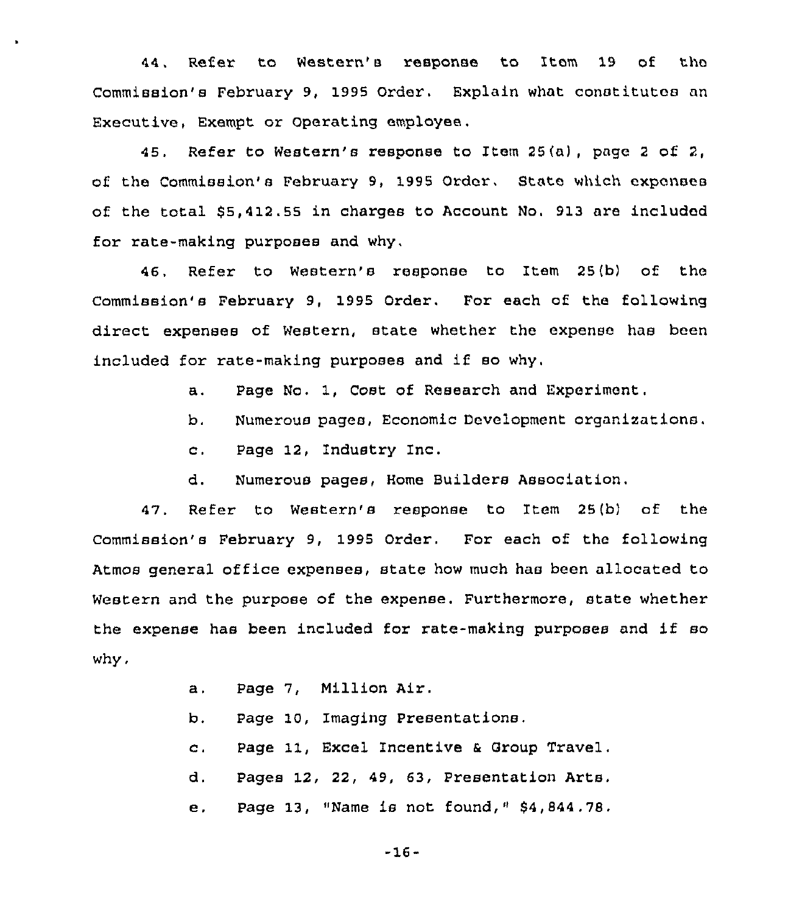44. Refer to Western's response to Item 19 of the Commission's February 9, 1995 Order. Explain what constitutes an Executive, Exempt or Operating employee.

45. Refer to Western's response to Item 25(a), page 2 of 2, of the Commission's February 9, 1995 Order. State which expenses of the total $5,412.55 in charges to Account No. 913 are included for rate-making purposes and why.

46. Refer to Western's response to Item 25(b) of the Commission's February 9, 1995 Order. For each of the following direct expenses of Western, state whether the expense has been included for rate-making purposes and if so why.

a. Page No. 1, Cost of Research and Experiment.

b. Numerous pages, Economic Development organizations.

c. Page 12, Industry Inc.

d. Numerous pages, Home Builders Association.

47. Refer to Western's response to Item 25(b) of the Commission's February 9, 1995 Order. For each of the following Atmos general office expenses, state how much has been allocated to Western and the purpose of the expense. Furthermore, state whether the expense has been included for rate-making purposes and if so why.

a. Page 7, Million Air.

b. Page 10, Imaging Presentations.

c. Page 11, Excel Incentive & Group Travel.

d. Pages 12, 22, 49, 63, Presentation Arts.

e. Page 13, "Name is not found," $4,844.78.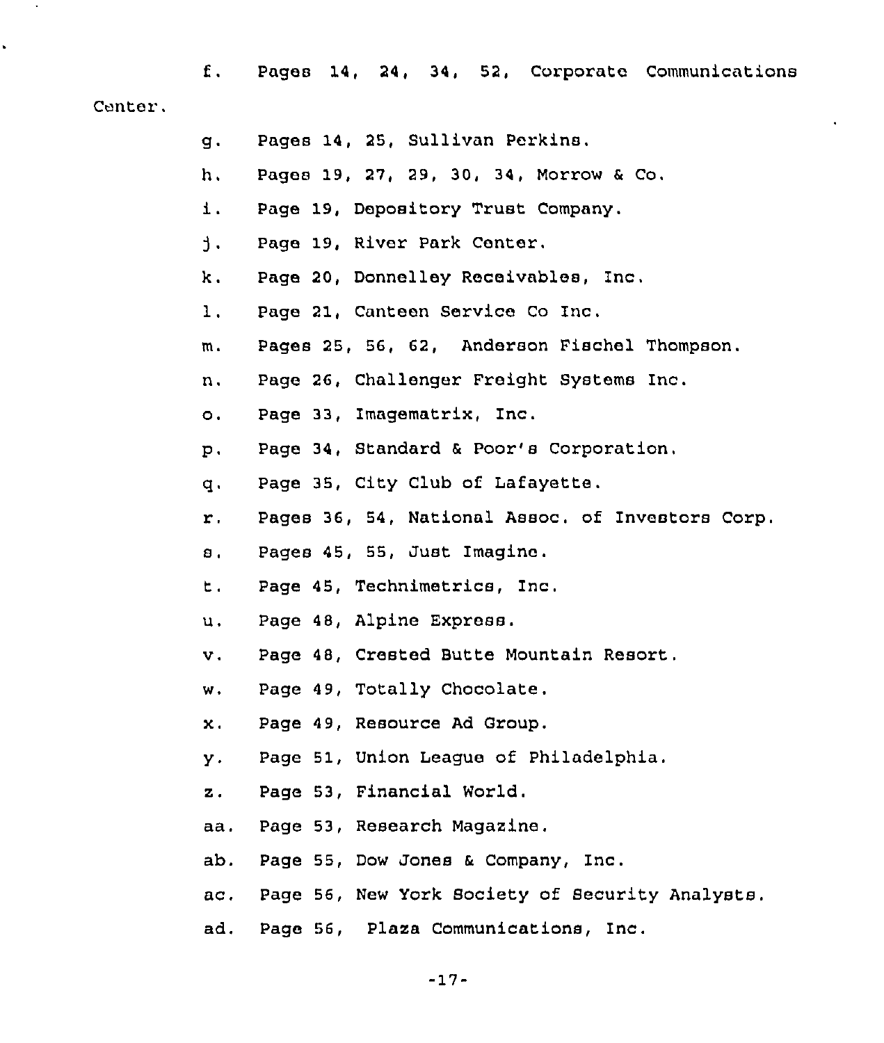f. Pages 14, 24, 34, 52, Corporate Communications Center.

g. Pages 14, 25, Sullivan Perkins.

h. Pages 19, 27, 29, 30, 34, Morrow & Co.

i. Page 19, Depository Trust Company.

j. Page 19, River Park Center.

k. Page 20, Donnelley Receivables, Inc.

l. Page 21, Canteen Service Co Inc.

m. Pages 25, 56, 62, Anderson Fischel Thompson.

n. Page 26, Challenger Freight Systems Inc.

o. Page 33, Imagematrix, Inc.

p. Page 34, Standard & Poor's Corporation.

q. Page 35, City Club of Lafayette.

r. Pages 36, 54, National Assoc. of Investors Corp.

s. Pages 45, 55, Just Imagine.

t. Page 45, Technimetrics, Inc.

u. Page 48, Alpine Express.

v. Page 48, Crested Butte Mountain Resort.

w. Page 49, Totally Chocolate.

x. Page 49, Resource Ad Group.

y. Page 51, Union League of Philadelphia.

z. Page 53, Financial World.

aa. Page 53, Research Magazine.

ab. Page 55, Dow Jones & Company, Inc.

ac. Page 56, New York Society of Security Analysts.

ad. Page 56, Plaza Communications, Inc.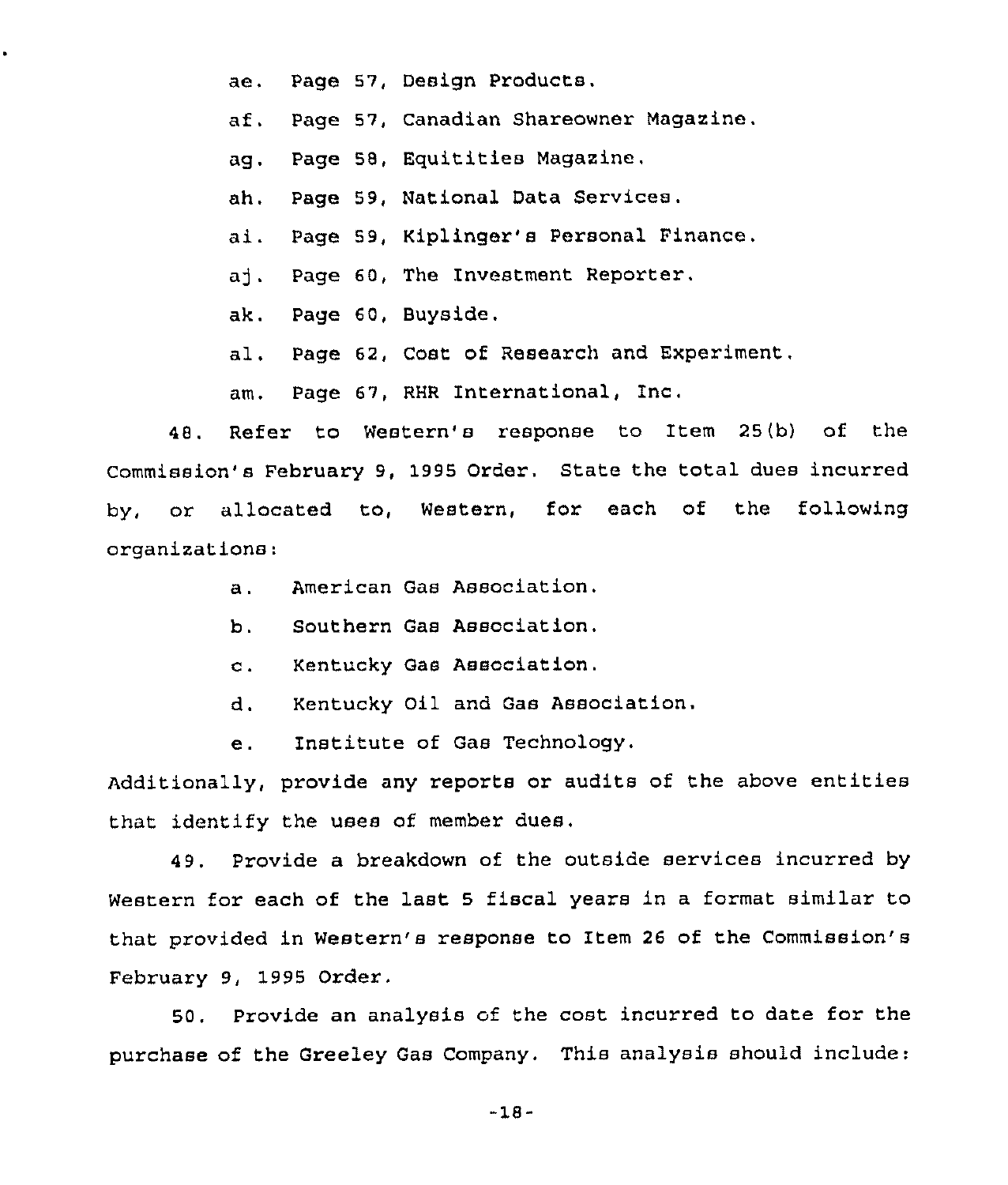ae. Page 57, Design Products.

af. Page 57, Canadian Shareowner Magazine.

ag. Page 58, Equitities Magazine.

ah. Page 59, National Data Services.

ai. Page 59, Kiplinger's Personal Finance.

aj. Page 60, The Investment Reporter.

ak. Page 60, Buyside.

al. Page 62, Cost of Research and Experiment.

am. Page 67, RHR International, Inc.

48. Refer to Western's response to Item 25(b) of the Commission's February 9, 1995 Order. State the total dues incurred by, or allocated to, Western, for each of the following organizations:

a. American Gas Association.

b. Southern Gas Association.

c. Kentucky Gas Association.

d. Kentucky Oil and Gas Association.

e. Institute of Gas Technology.

Additionally, provide any reports or audits of the above entities that identify the uses of member dues.

49. Provide a breakdown of the outside services incurred by Western for each of the last 5 fiscal years in a format similar to that provided in Western's response to Item 26 of the Commission's February 9, 1995 Order.

50. Provide an analysis of the cost incurred to date for the purchase of the Greeley Gas Company. This analysis should include: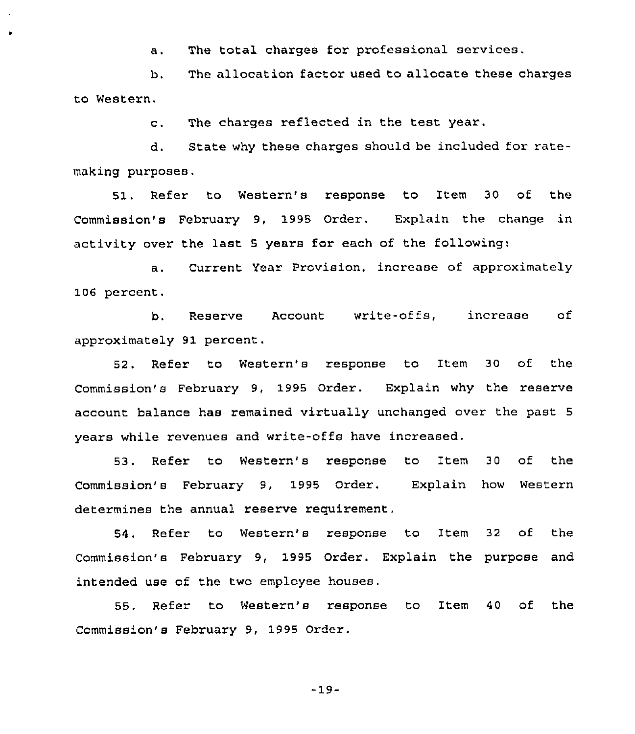a. The total charges for professional services.

b. The allocation factor used to allocate these charges to Western.

c. The charges reflected in the test year.

d. State why these charges should be included for rate-making purposes.

51. Refer to Western's response to Item 30 of the Commission's February 9, 1995 Order. Explain the change in activity over the last 5 years for each of the following:

a. Current Year Provision, increase of approximately 106 percent.

b. Reserve Account write-offs, increase of approximately 91 percent.

52. Refer to Western's response to Item 30 of the Commission's February 9, 1995 Order. Explain why the reserve account balance has remained virtually unchanged over the past 5 years while revenues and write-offs have increased.

53. Refer to Western's response to Item 30 of the Commission's February 9, 1995 Order. Explain how Western determines the annual reserve requirement.

54. Refer to Western's response to Item 32 of the Commission's February 9, 1995 Order. Explain the purpose and intended use of the two employee houses.

55. Refer to Western's response to Item 40 of the Commission's February 9, 1995 Order.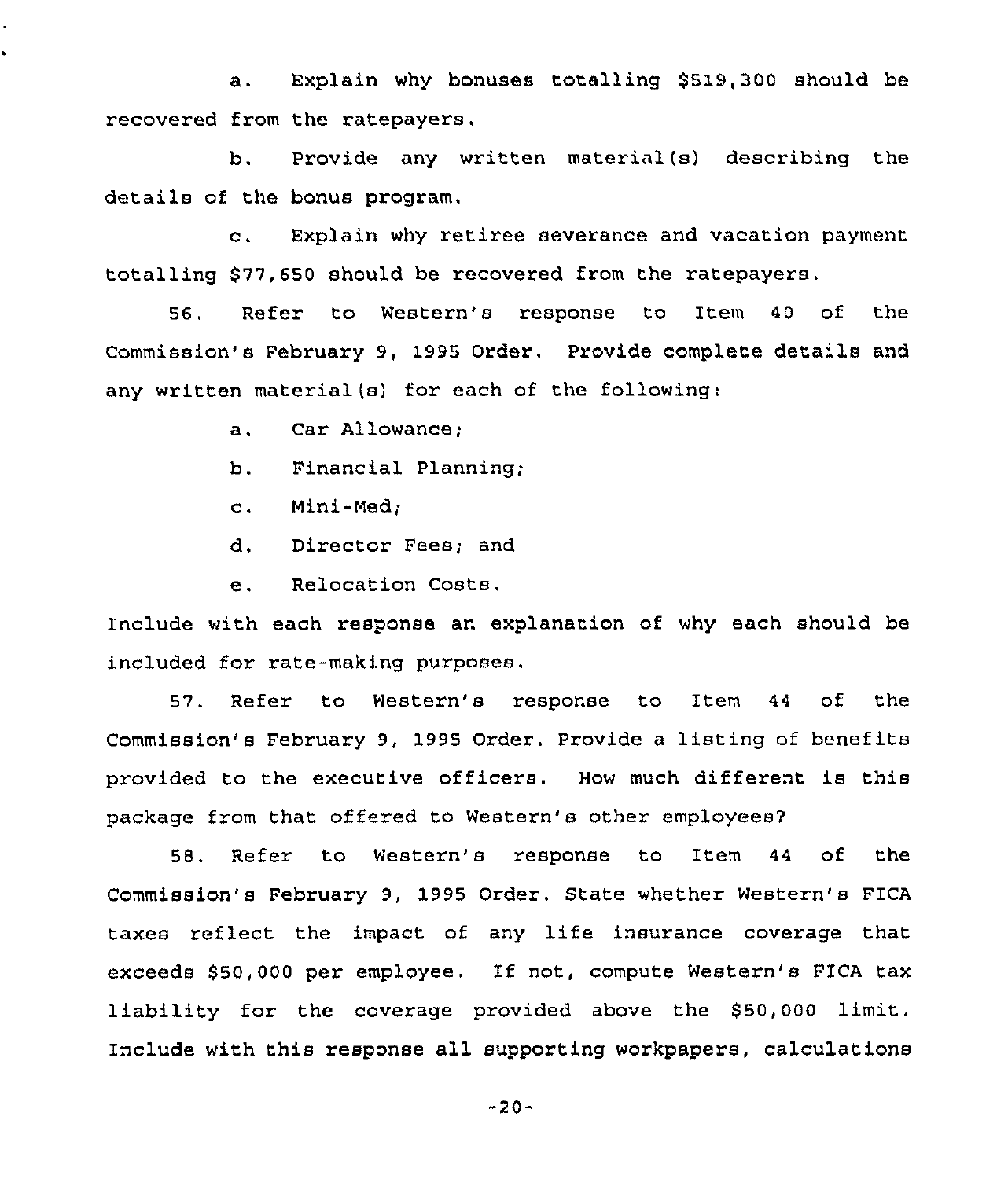a. Explain why bonuses totalling $519,300 should be recovered from the ratepayers.

b. Provide any written material(s) describing the details of the bonus program.

c. Explain why retiree severance and vacation payment totalling $77,650 should be recovered from the ratepayers.

56. Refer to Western's response to Item 40 of the Commission's February 9, 1995 Order. Provide complete details and any written material(s) for each of the following:

a. Car Allowance;

b. Financial Planning;

c. Mini-Med;

d. Director Fees; and

e. Relocation Costs.

Include with each response an explanation of why each should be included for rate-making purposes.

57. Refer to Western's response to Item 44 of the Commission's February 9, 1995 Order. Provide a listing of benefits provided to the executive officers. How much different is this package from that offered to Western's other employees?

58. Refer to Western's response to Item 44 of the Commission's February 9, 1995 Order. State whether Western's FICA taxes reflect the impact of any life insurance coverage that exceeds $50,000 per employee. If not, compute Western's FICA tax liability for the coverage provided above the $50,000 limit. Include with this response all supporting workpapers, calculations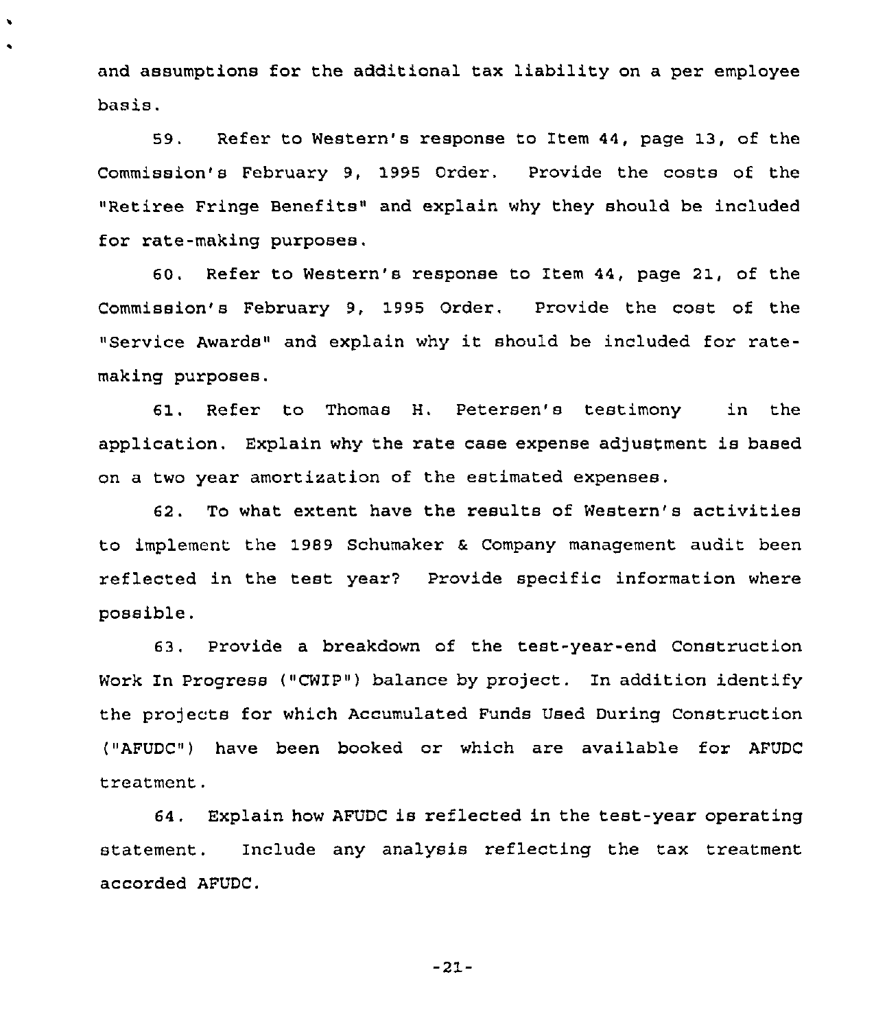and assumptions for the additional tax liability on a per employee basis.

59. Refer to Western's response to Item 44, page 13, of the Commission's February 9, 1995 Order. Provide the costs of the "Retiree Fringe Benefits" and explain why they should be included for rate-making purposes.

60. Refer to Western's response to Item 44, page 21, of the Commission's February 9, 1995 Order. Provide the cost of the "Service Awards" and explain why it should be included for rate-making purposes.

61. Refer to Thomas H. Petersen's testimony in the application. Explain why the rate case expense adjustment is based on a two year amortization of the estimated expenses.

62. To what extent have the results of Western's activities to implement the 1989 Schumaker & Company management audit been reflected in the test year? Provide specific information where possible.

63. Provide a breakdown of the test-year-end Construction Work In Progress ("CWIP") balance by project. In addition identify the projects for which Accumulated Funds Used During Construction ("AFUDC") have been booked or which are available for AFUDC treatment.

64. Explain how AFUDC is reflected in the test-year operating statement. Include any analysis reflecting the tax treatment accorded AFUDC.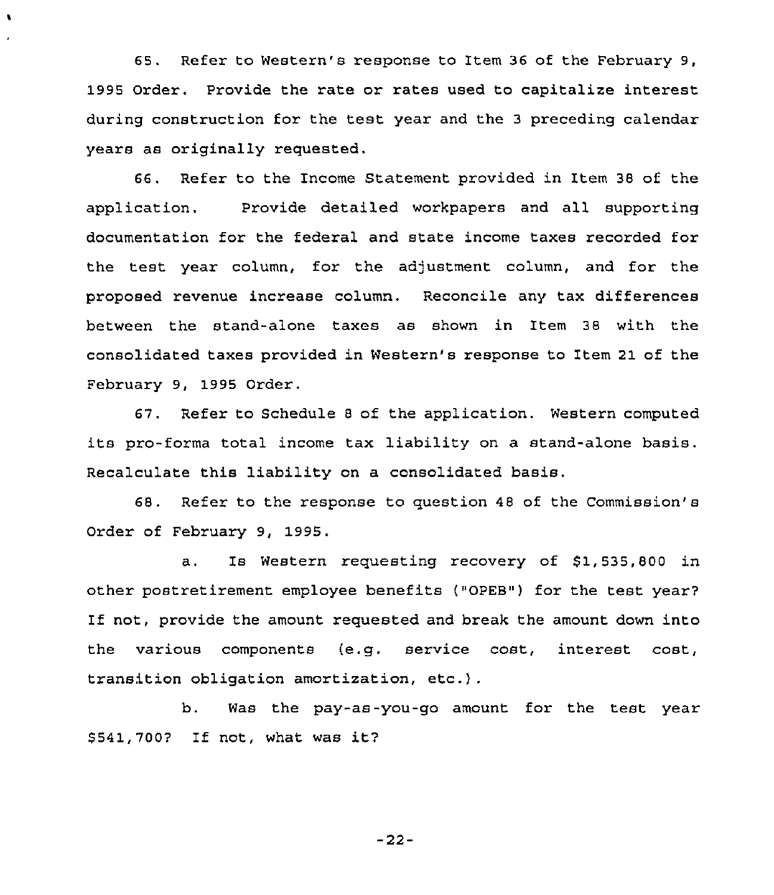65. Refer to Western's response to Item 36 of the February 9, 1995 Order. Provide the rate or rates used to capitalize interest during construction for the test year and the 3 preceding calendar years as originally requested.

66. Refer to the Income Statement provided in Item 38 of the application. Provide detailed workpapers and all supporting documentation for the federal and state income taxes recorded for the test year column, for the adjustment column, and for the proposed revenue increase column. Reconcile any tax differences between the stand-alone taxes as shown in Item 38 with the consolidated taxes provided in Western's response to Item 21 of the February 9, 1995 Order.

67. Refer to Schedule 8 of the application. Western computed its pro-forma total income tax liability on a stand-alone basis. Recalculate this liability on a consolidated basis.

68. Refer to the response to question 48 of the Commission's Order of February 9, 1995.

a. Is Western requesting recovery of $1,535,800 in other postretirement employee benefits ("OPEB") for the test year? If not, provide the amount requested and break the amount down into the various components (e.g. service cost, interest cost, transition obligation amortization, etc.).

b. Was the pay-as-you-go amount for the test year $541,700? If not, what was it?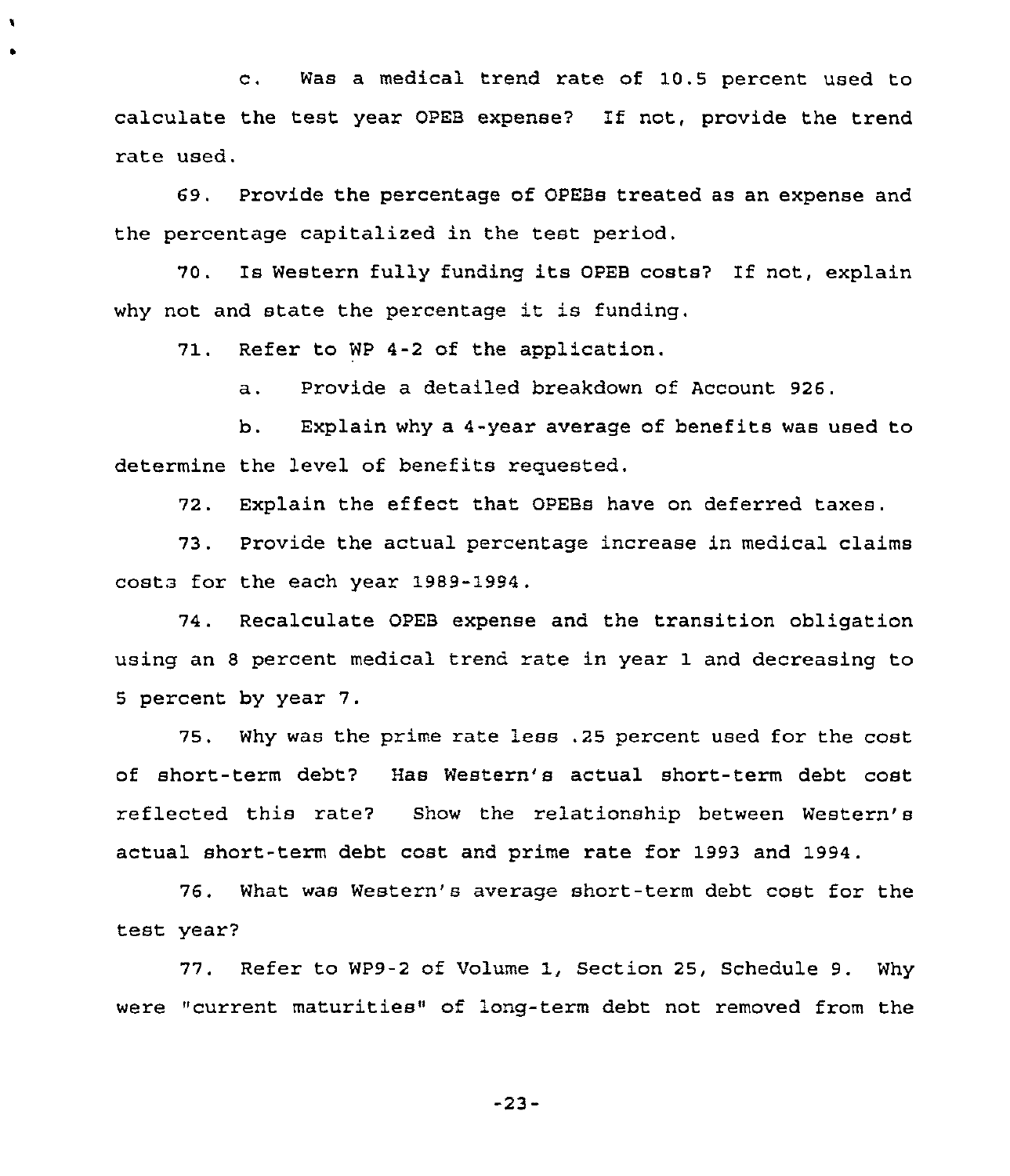c. Was a medical trend rate of 10.5 percent used to calculate the test year OPEB expense? If not, provide the trend rate used.

69. Provide the percentage of OPEBs treated as an expense and the percentage capitalized in the test period.

70. Is Western fully funding its OPEB costs? If not, explain why not and state the percentage it is funding.

71. Refer to WP 4-2 of the application.

a. Provide a detailed breakdown of Account 926.

b. Explain why a 4-year average of benefits was used to determine the level of benefits requested.

72. Explain the effect that OPEBs have on deferred taxes.

73. Provide the actual percentage increase in medical claims costs for the each year 1989-1994.

74. Recalculate OPEB expense and the transition obligation using an 8 percent medical trend rate in year 1 and decreasing to 5 percent by year 7.

75. Why was the prime rate less .25 percent used for the cost of short-term debt? Has Western's actual short-term debt cost reflected this rate? Show the relationship between Western's actual short-term debt cost and prime rate for 1993 and 1994.

76. What was Western's average short-term debt cost for the test year?

77. Refer to WP9-2 of Volume 1, Section 25, Schedule 9. Why were "current maturities" of long-term debt not removed from the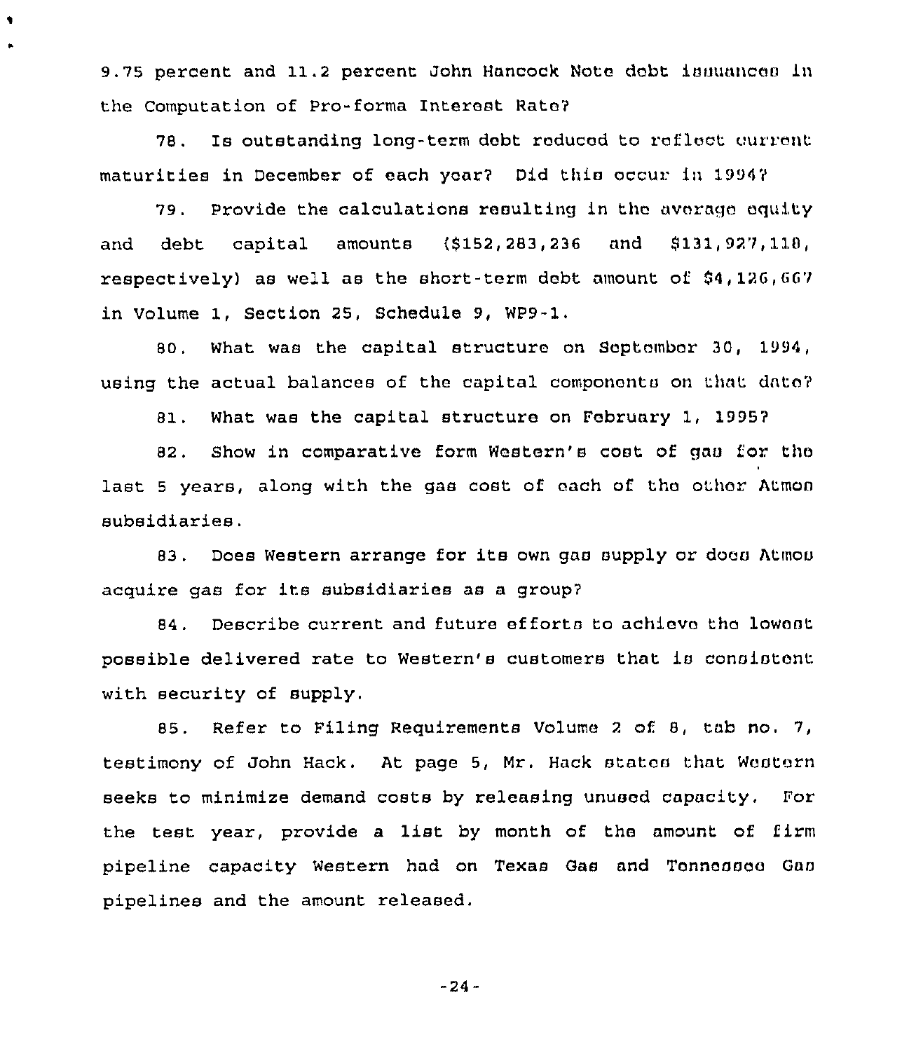9.75 percent and 11.2 percent John Hancock Note debt issuances in the Computation of Pro-forma Interest Rate?

78. Is outstanding long-term debt reduced to reflect current maturities in December of each year? Did this occur in 1994?

79. Provide the calculations resulting in the average equity and debt capital amounts ($152,283,236 and $131,927,118, respectively) as well as the short-term debt amount of $4,126,667 in Volume 1, Section 25, Schedule 9, WP9-1.

80. What was the capital structure on September 30, 1994, using the actual balances of the capital components on that date?

81. What was the capital structure on February 1, 1995?

82. Show in comparative form Western's cost of gas for the last 5 years, along with the gas cost of each of the other Atmos subsidiaries.

83. Does Western arrange for its own gas supply or does Atmos acquire gas for its subsidiaries as a group?

84. Describe current and future efforts to achieve the lowest possible delivered rate to Western's customers that is consistent with security of supply.

85. Refer to Filing Requirements Volume 2 of 8, tab no. 7, testimony of John Hack. At page 5, Mr. Hack states that Western seeks to minimize demand costs by releasing unused capacity. For the test year, provide a list by month of the amount of firm pipeline capacity Western had on Texas Gas and Tennessee Gas pipelines and the amount released.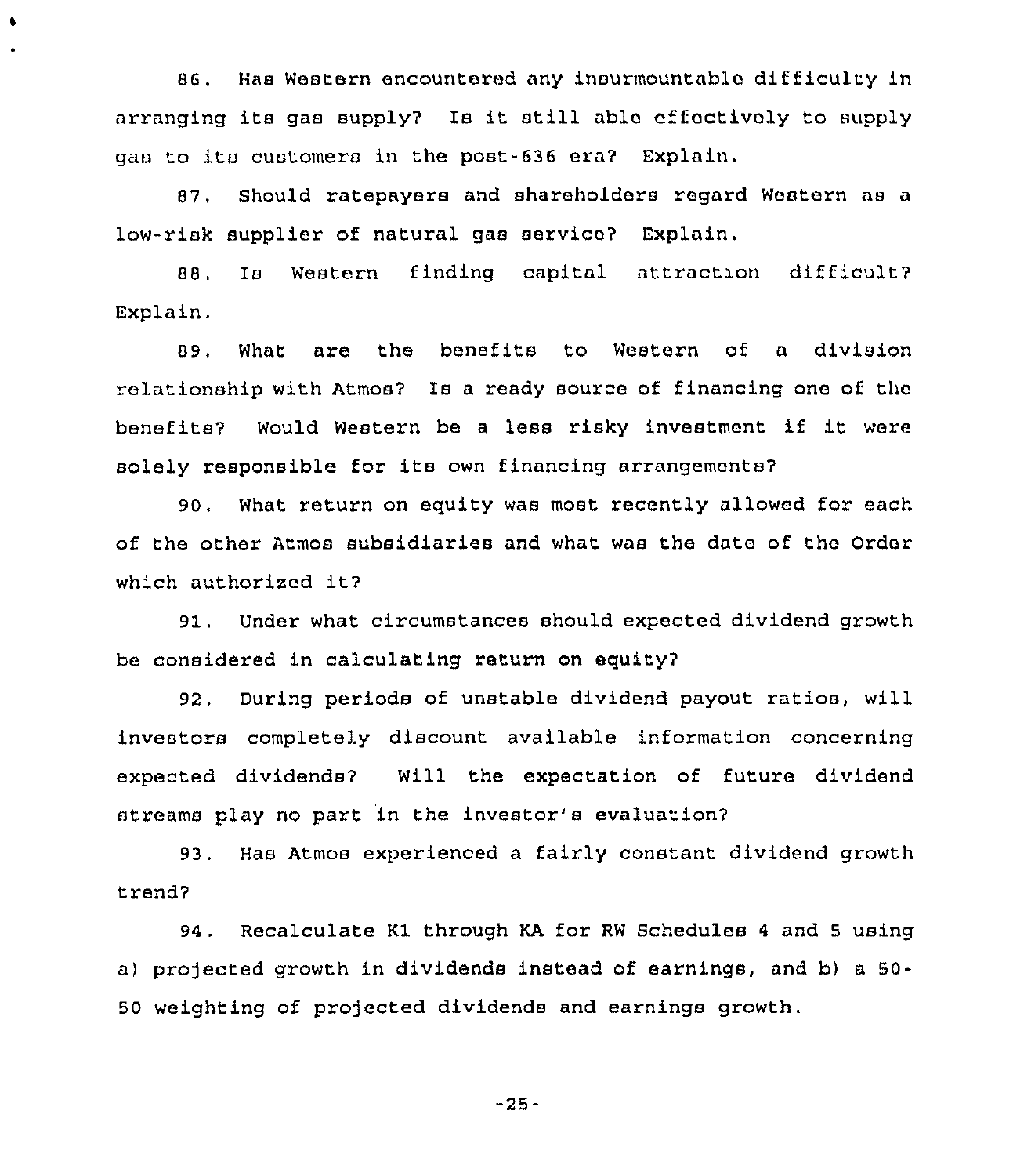86. Has Western encountered any insurmountable difficulty in arranging its gas supply? Is it still able effectively to supply gas to its customers in the post-636 era? Explain.

87. Should ratepayers and shareholders regard Western as a low-risk supplier of natural gas service? Explain.

88. Is Western finding capital attraction difficult? Explain.

89. What are the benefits to Western of a division relationship with Atmos? Is a ready source of financing one of the benefits? Would Western be a less risky investment if it were solely responsible for its own financing arrangements?

90. What return on equity was most recently allowed for each of the other Atmos subsidiaries and what was the date of the Order which authorized it?

91. Under what circumstances should expected dividend growth be considered in calculating return on equity?

92. During periods of unstable dividend payout ratios, will investors completely discount available information concerning expected dividends? Will the expectation of future dividend streams play no part in the investor's evaluation?

93. Has Atmos experienced a fairly constant dividend growth trend?

94. Recalculate K1 through KA for RW Schedules 4 and 5 using a) projected growth in dividends instead of earnings, and b) a 50-50 weighting of projected dividends and earnings growth.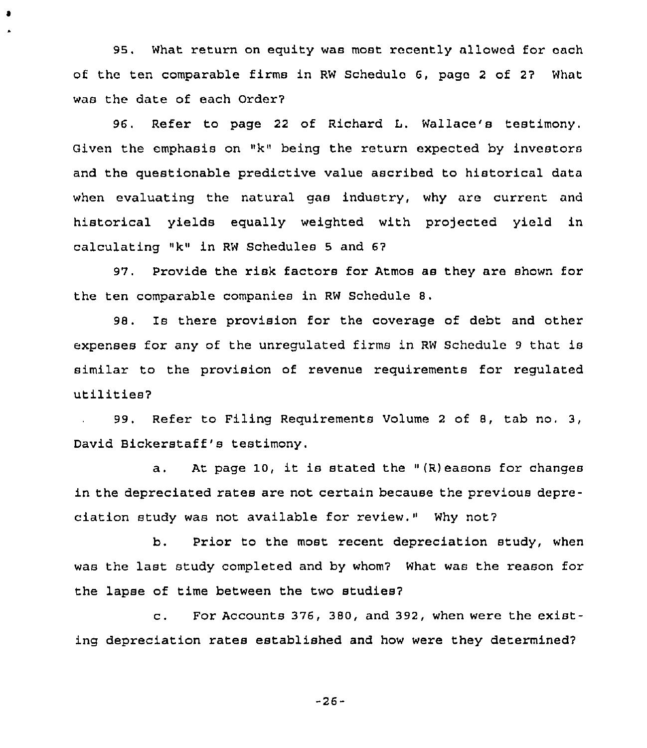95. What return on equity was most recently allowed for each of the ten comparable firms in RW Schedule 6, page 2 of 2? What was the date of each Order?

96. Refer to page 22 of Richard L. Wallace's testimony. Given the emphasis on "k" being the return expected by investors and the questionable predictive value ascribed to historical data when evaluating the natural gas industry, why are current and historical yields equally weighted with projected yield in calculating "k" in RW Schedules 5 and 6?

97. Provide the risk factors for Atmos as they are shown for the ten comparable companies in RW Schedule 8.

98. Is there provision for the coverage of debt and other expenses for any of the unregulated firms in RW Schedule 9 that is similar to the provision of revenue requirements for regulated utilities?

99. Refer to Filing Requirements Volume 2 of 8, tab no. 3, David Bickerstaff's testimony.

a. At page 10, it is stated the "(R)easons for changes in the depreciated rates are not certain because the previous depreciation study was not available for review." Why not?

b. Prior to the most recent depreciation study, when was the last study completed and by whom? What was the reason for the lapse of time between the two studies?

c. For Accounts 376, 380, and 392, when were the existing depreciation rates established and how were they determined?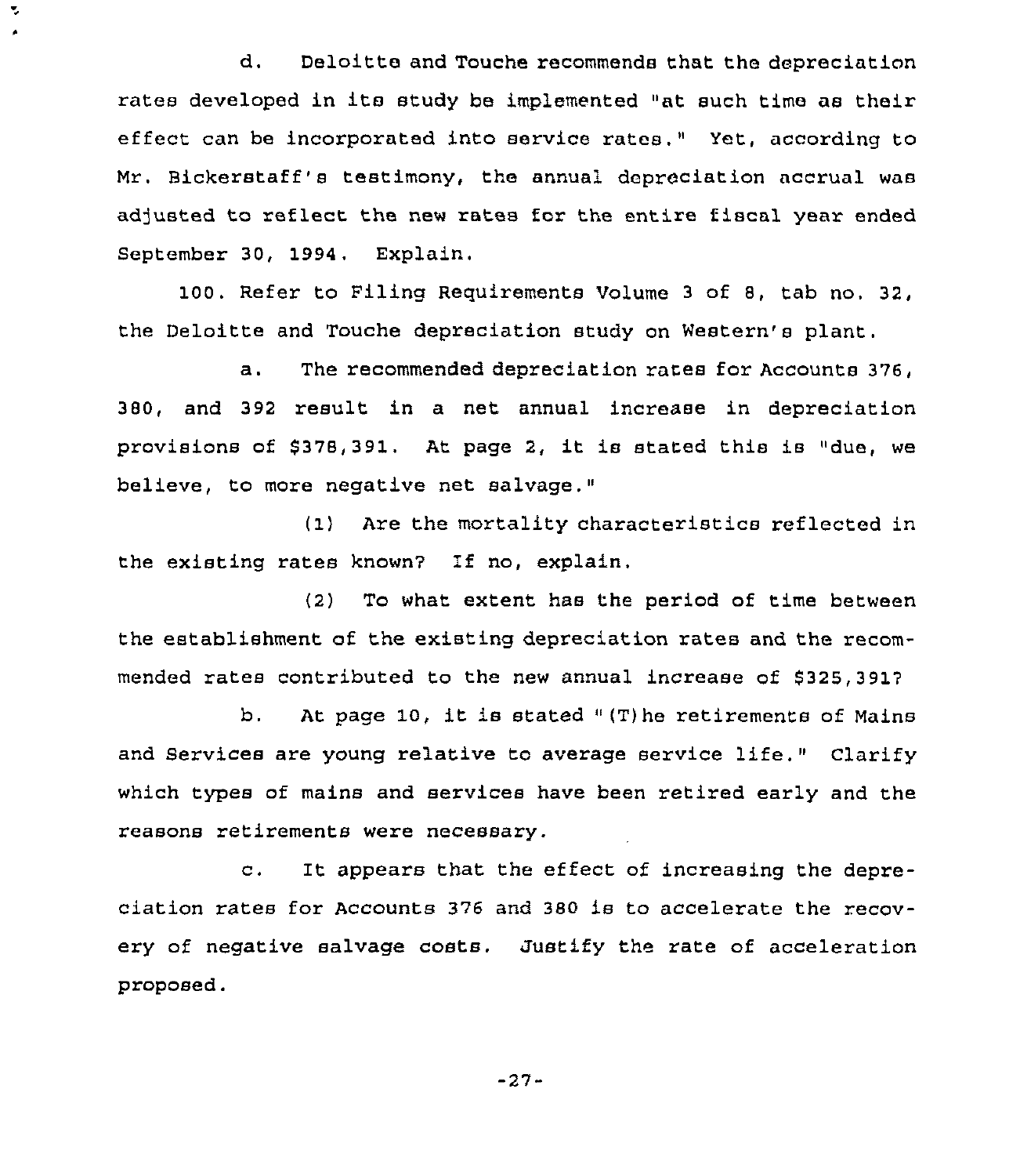d. Deloitte and Touche recommends that the depreciation rates developed in its study be implemented "at such time as their effect can be incorporated into service rates." Yet, according to Mr. Bickerstaff's testimony, the annual depreciation accrual was adjusted to reflect the new rates for the entire fiscal year ended September 30, 1994. Explain.

100. Refer to Filing Requirements Volume 3 of 8, tab no. 32, the Deloitte and Touche depreciation study on Western's plant.

a. The recommended depreciation rates for Accounts 376, 380, and 392 result in a net annual increase in depreciation provisions of $378,391. At page 2, it is stated this is "due, we believe, to more negative net salvage."

(1) Are the mortality characteristics reflected in the existing rates known? If no, explain.

(2) To what extent has the period of time between the establishment of the existing depreciation rates and the recommended rates contributed to the new annual increase of $325,391?

b. At page 10, it is stated "(T)he retirements of Mains and Services are young relative to average service life." Clarify which types of mains and services have been retired early and the reasons retirements were necessary.

c. It appears that the effect of increasing the depreciation rates for Accounts 376 and 380 is to accelerate the recovery of negative salvage costs. Justify the rate of acceleration proposed.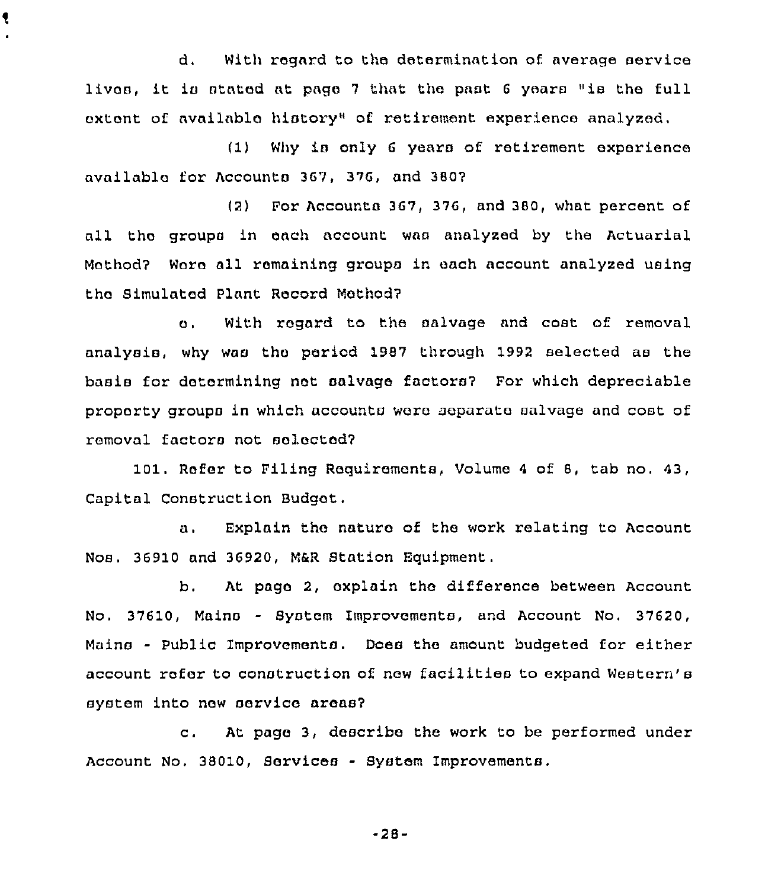d. With regard to the determination of average service lives, it is stated at page 7 that the past 6 years "is the full extent of available history" of retirement experience analyzed.

(1) Why is only 6 years of retirement experience available for Accounts 367, 376, and 380?

(2) For Accounts 367, 376, and 380, what percent of all the groups in each account was analyzed by the Actuarial Method? Were all remaining groups in each account analyzed using the Simulated Plant Record Method?

e. With regard to the salvage and cost of removal analysis, why was the period 1987 through 1992 selected as the basis for determining net salvage factors? For which depreciable property groups in which accounts were separate salvage and cost of removal factors not selected?

101. Refer to Filing Requirements, Volume 4 of 8, tab no. 43, Capital Construction Budget.

a. Explain the nature of the work relating to Account Nos. 36910 and 36920, M&R Station Equipment.

b. At page 2, explain the difference between Account No. 37610, Mains - System Improvements, and Account No. 37620, Mains - Public Improvements. Does the amount budgeted for either account refer to construction of new facilities to expand Western's system into new service areas?

c. At page 3, describe the work to be performed under Account No. 38010, Services - System Improvements.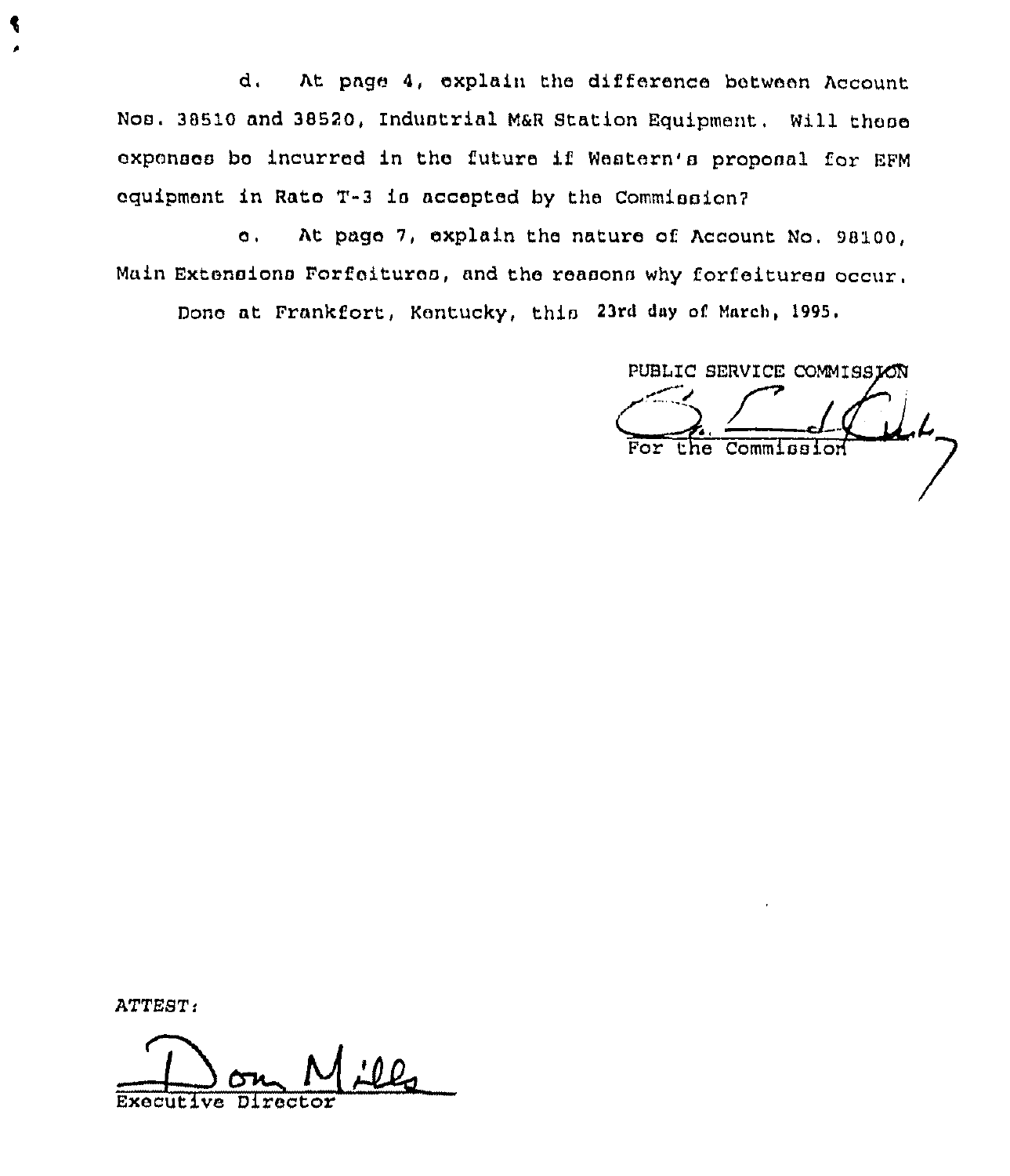d. At page 4, explain the difference between Account Nos. 38510 and 38520, Industrial M&R Station Equipment. Will those expenses be incurred in the future if Western's proposal for EFM equipment in Rate T-3 is accepted by the Commission?

e. At page 7, explain the nature of Account No. 98100, Main Extensions Forfeitures, and the reasons why forfeitures occur.

Done at Frankfort, Kentucky, this 23rd day of March, 1995.

PUBLIC SERVICE COMMISSION

For the Commission

ATTEST:

Executive Director